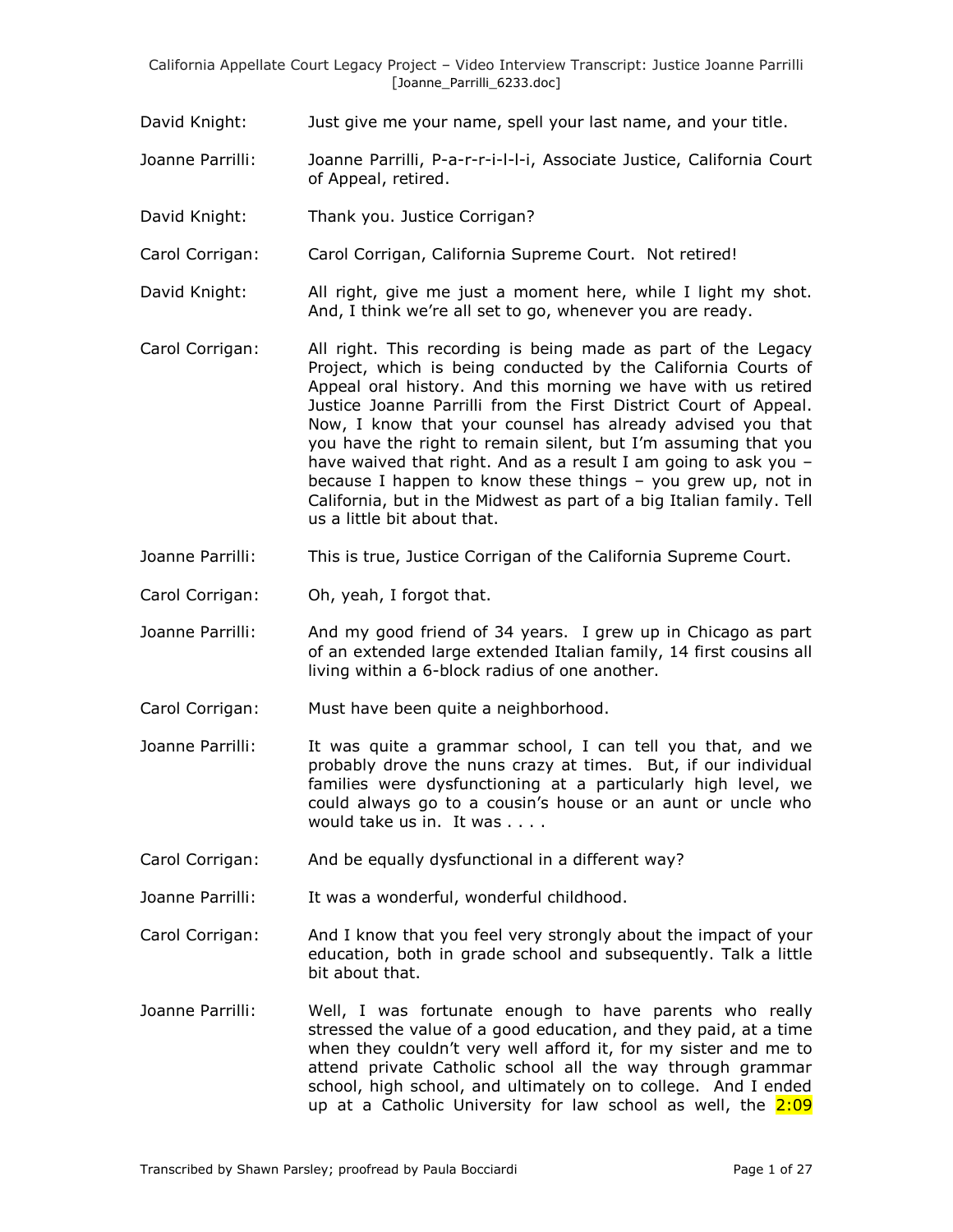David Knight: Just give me your name, spell your last name, and your title.

Joanne Parrilli: Joanne Parrilli, P-a-r-r-i-l-l-i, Associate Justice, California Court of Appeal, retired.

David Knight: Thank you. Justice Corrigan?

Carol Corrigan: Carol Corrigan, California Supreme Court. Not retired!

David Knight: All right, give me just a moment here, while I light my shot. And, I think we're all set to go, whenever you are ready.

Carol Corrigan: All right. This recording is being made as part of the Legacy Project, which is being conducted by the California Courts of Appeal oral history. And this morning we have with us retired Justice Joanne Parrilli from the First District Court of Appeal. Now, I know that your counsel has already advised you that you have the right to remain silent, but I'm assuming that you have waived that right. And as a result I am going to ask you – because I happen to know these things – you grew up, not in California, but in the Midwest as part of a big Italian family. Tell us a little bit about that.

Joanne Parrilli: This is true, Justice Corrigan of the California Supreme Court.

Carol Corrigan: Oh, yeah, I forgot that.

Joanne Parrilli: And my good friend of 34 years. I grew up in Chicago as part of an extended large extended Italian family, 14 first cousins all living within a 6-block radius of one another.

Carol Corrigan: Must have been quite a neighborhood.

Joanne Parrilli: It was quite a grammar school, I can tell you that, and we probably drove the nuns crazy at times. But, if our individual families were dysfunctioning at a particularly high level, we could always go to a cousin's house or an aunt or uncle who would take us in. It was . . . .

Carol Corrigan: And be equally dysfunctional in a different way?

Joanne Parrilli: It was a wonderful, wonderful childhood.

Carol Corrigan: And I know that you feel very strongly about the impact of your education, both in grade school and subsequently. Talk a little bit about that.

Joanne Parrilli: Well, I was fortunate enough to have parents who really stressed the value of a good education, and they paid, at a time when they couldn't very well afford it, for my sister and me to attend private Catholic school all the way through grammar school, high school, and ultimately on to college. And I ended up at a Catholic University for law school as well, the 2:09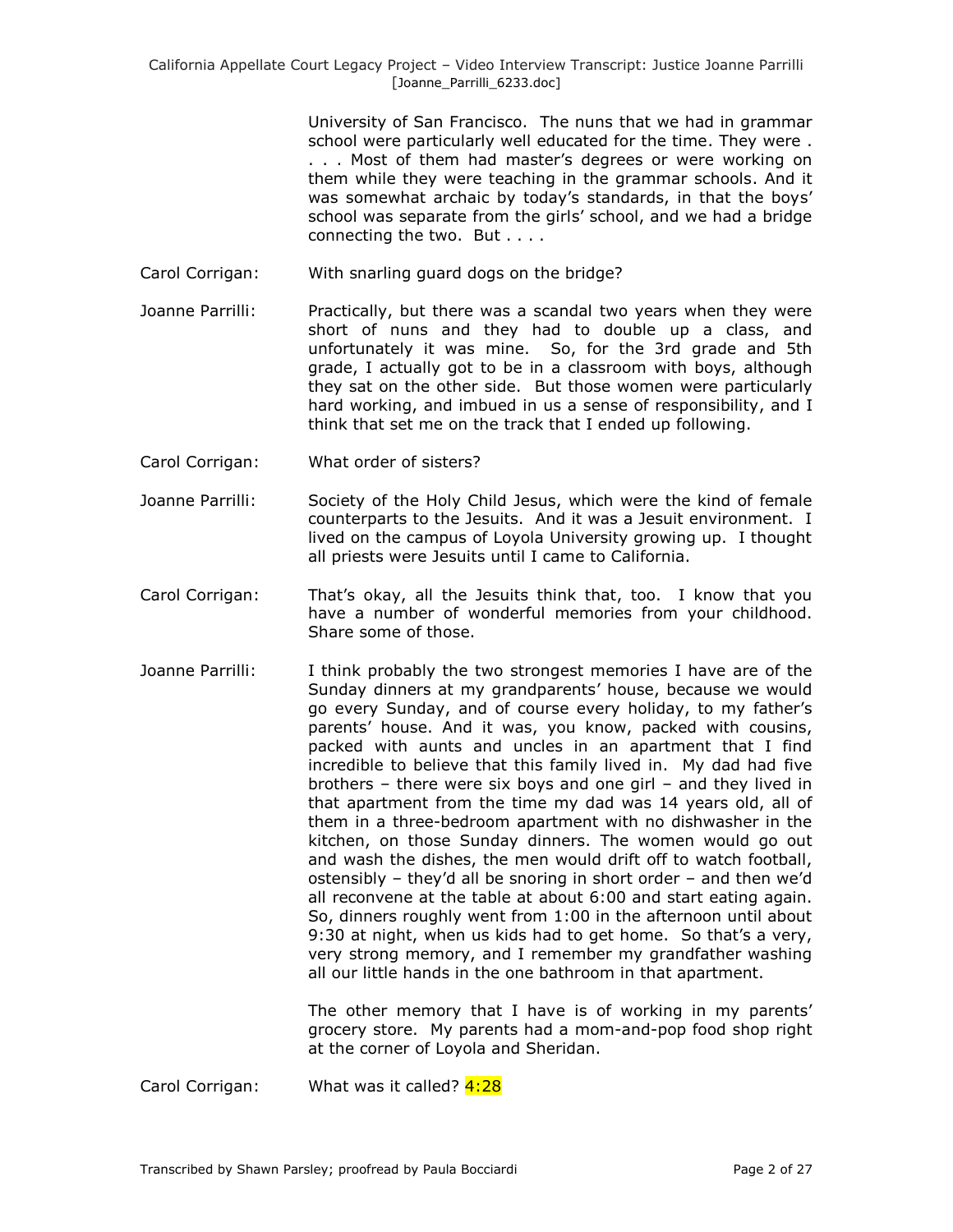University of San Francisco. The nuns that we had in grammar school were particularly well educated for the time. They were . . . . Most of them had master's degrees or were working on them while they were teaching in the grammar schools. And it was somewhat archaic by today's standards, in that the boys' school was separate from the girls' school, and we had a bridge connecting the two. But . . . .

Carol Corrigan: With snarling guard dogs on the bridge?

Joanne Parrilli: Practically, but there was a scandal two years when they were short of nuns and they had to double up a class, and unfortunately it was mine. So, for the 3rd grade and 5th grade, I actually got to be in a classroom with boys, although they sat on the other side. But those women were particularly hard working, and imbued in us a sense of responsibility, and I think that set me on the track that I ended up following.

Carol Corrigan: What order of sisters?

Joanne Parrilli: Society of the Holy Child Jesus, which were the kind of female counterparts to the Jesuits. And it was a Jesuit environment. I lived on the campus of Loyola University growing up. I thought all priests were Jesuits until I came to California.

Carol Corrigan: That's okay, all the Jesuits think that, too. I know that you have a number of wonderful memories from your childhood. Share some of those.

Joanne Parrilli: I think probably the two strongest memories I have are of the Sunday dinners at my grandparents' house, because we would go every Sunday, and of course every holiday, to my father's parents' house. And it was, you know, packed with cousins, packed with aunts and uncles in an apartment that I find incredible to believe that this family lived in. My dad had five brothers – there were six boys and one girl – and they lived in that apartment from the time my dad was 14 years old, all of them in a three-bedroom apartment with no dishwasher in the kitchen, on those Sunday dinners. The women would go out and wash the dishes, the men would drift off to watch football, ostensibly – they'd all be snoring in short order – and then we'd all reconvene at the table at about 6:00 and start eating again. So, dinners roughly went from 1:00 in the afternoon until about 9:30 at night, when us kids had to get home. So that's a very, very strong memory, and I remember my grandfather washing all our little hands in the one bathroom in that apartment.

The other memory that I have is of working in my parents' grocery store. My parents had a mom-and-pop food shop right at the corner of Loyola and Sheridan.

Carol Corrigan: What was it called? 4:28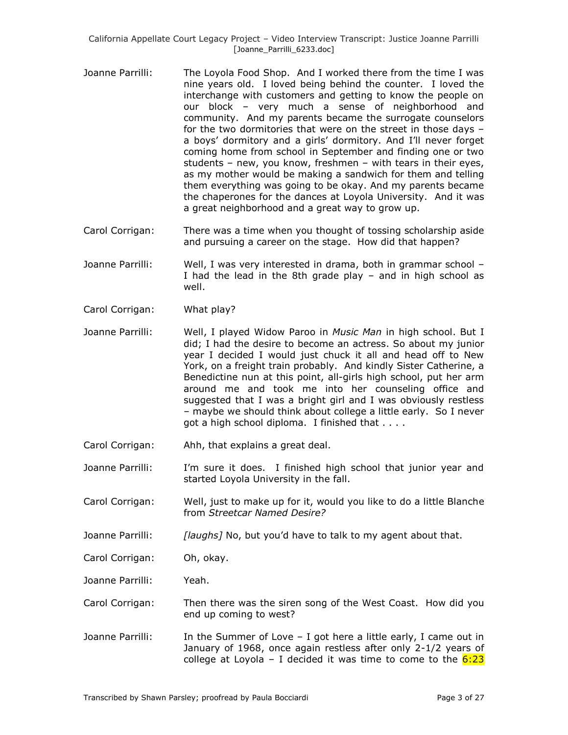Joanne Parrilli: The Loyola Food Shop. And I worked there from the time I was nine years old. I loved being behind the counter. I loved the interchange with customers and getting to know the people on our block – very much a sense of neighborhood and community. And my parents became the surrogate counselors for the two dormitories that were on the street in those days – a boys' dormitory and a girls' dormitory. And I'll never forget coming home from school in September and finding one or two students – new, you know, freshmen – with tears in their eyes, as my mother would be making a sandwich for them and telling them everything was going to be okay. And my parents became the chaperones for the dances at Loyola University. And it was a great neighborhood and a great way to grow up.

Carol Corrigan: There was a time when you thought of tossing scholarship aside and pursuing a career on the stage. How did that happen?

Joanne Parrilli: Well, I was very interested in drama, both in grammar school – I had the lead in the 8th grade play – and in high school as well.

Carol Corrigan: What play?

Joanne Parrilli: Well, I played Widow Paroo in *Music Man* in high school. But I did; I had the desire to become an actress. So about my junior year I decided I would just chuck it all and head off to New York, on a freight train probably. And kindly Sister Catherine, a Benedictine nun at this point, all-girls high school, put her arm around me and took me into her counseling office and suggested that I was a bright girl and I was obviously restless – maybe we should think about college a little early. So I never got a high school diploma. I finished that . . . .

Carol Corrigan: Ahh, that explains a great deal.

Joanne Parrilli: I'm sure it does. I finished high school that junior year and started Loyola University in the fall.

Carol Corrigan: Well, just to make up for it, would you like to do a little Blanche from *Streetcar Named Desire?*

Joanne Parrilli: *[laughs]* No, but you'd have to talk to my agent about that.

Carol Corrigan: Oh, okay.

Joanne Parrilli: Yeah.

Carol Corrigan: Then there was the siren song of the West Coast. How did you end up coming to west?

Joanne Parrilli: In the Summer of Love – I got here a little early, I came out in January of 1968, once again restless after only 2-1/2 years of college at Loyola – I decided it was time to come to the 6:23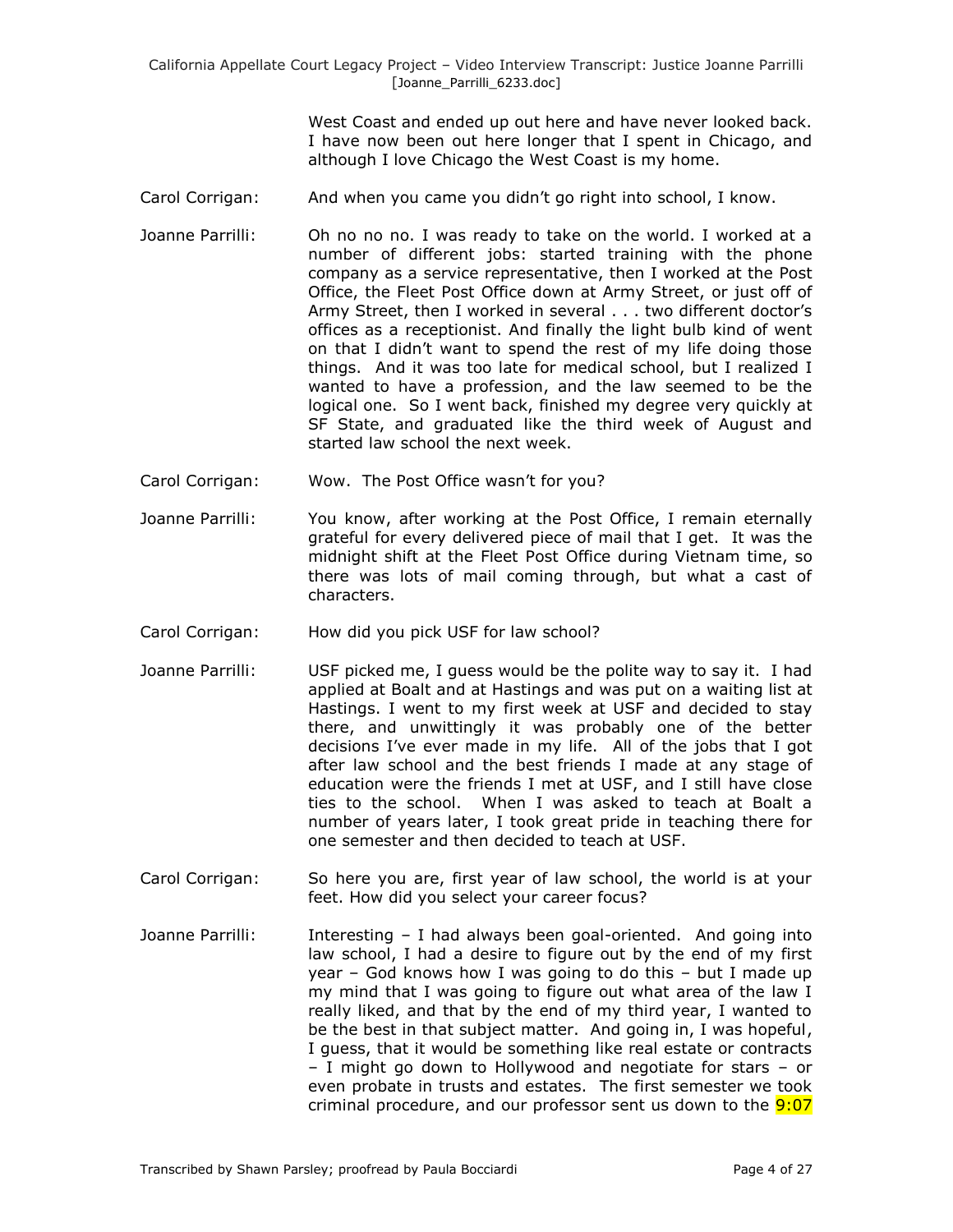West Coast and ended up out here and have never looked back. I have now been out here longer that I spent in Chicago, and although I love Chicago the West Coast is my home.

Carol Corrigan: And when you came you didn't go right into school, I know.

Joanne Parrilli: Oh no no no. I was ready to take on the world. I worked at a number of different jobs: started training with the phone company as a service representative, then I worked at the Post Office, the Fleet Post Office down at Army Street, or just off of Army Street, then I worked in several . . . two different doctor's offices as a receptionist. And finally the light bulb kind of went on that I didn't want to spend the rest of my life doing those things. And it was too late for medical school, but I realized I wanted to have a profession, and the law seemed to be the logical one. So I went back, finished my degree very quickly at SF State, and graduated like the third week of August and started law school the next week.

Carol Corrigan: Wow. The Post Office wasn't for you?

Joanne Parrilli: You know, after working at the Post Office, I remain eternally grateful for every delivered piece of mail that I get. It was the midnight shift at the Fleet Post Office during Vietnam time, so there was lots of mail coming through, but what a cast of characters.

Carol Corrigan: How did you pick USF for law school?

Joanne Parrilli: USF picked me, I guess would be the polite way to say it. I had applied at Boalt and at Hastings and was put on a waiting list at Hastings. I went to my first week at USF and decided to stay there, and unwittingly it was probably one of the better decisions I've ever made in my life. All of the jobs that I got after law school and the best friends I made at any stage of education were the friends I met at USF, and I still have close ties to the school. When I was asked to teach at Boalt a number of years later, I took great pride in teaching there for one semester and then decided to teach at USF.

Carol Corrigan: So here you are, first year of law school, the world is at your feet. How did you select your career focus?

Joanne Parrilli: Interesting – I had always been goal-oriented. And going into law school, I had a desire to figure out by the end of my first year – God knows how I was going to do this – but I made up my mind that I was going to figure out what area of the law I really liked, and that by the end of my third year, I wanted to be the best in that subject matter. And going in, I was hopeful, I guess, that it would be something like real estate or contracts – I might go down to Hollywood and negotiate for stars – or even probate in trusts and estates. The first semester we took criminal procedure, and our professor sent us down to the 9:07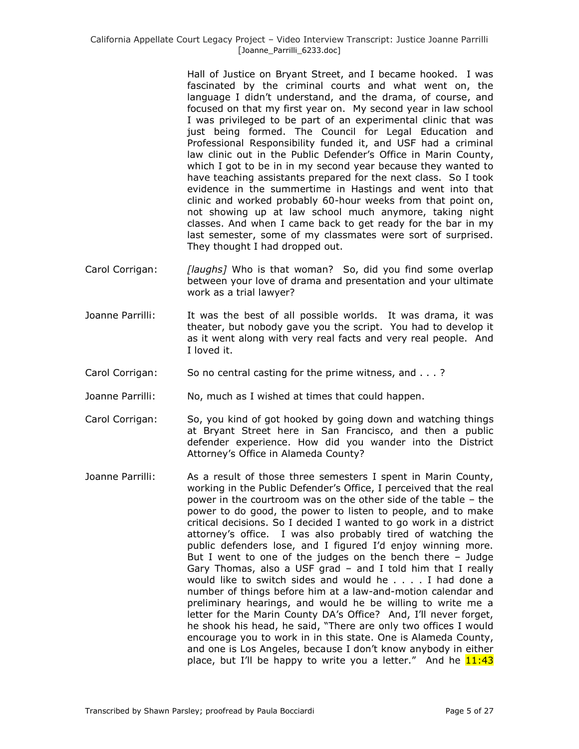Hall of Justice on Bryant Street, and I became hooked. I was fascinated by the criminal courts and what went on, the language I didn't understand, and the drama, of course, and focused on that my first year on. My second year in law school I was privileged to be part of an experimental clinic that was just being formed. The Council for Legal Education and Professional Responsibility funded it, and USF had a criminal law clinic out in the Public Defender's Office in Marin County, which I got to be in in my second year because they wanted to have teaching assistants prepared for the next class. So I took evidence in the summertime in Hastings and went into that clinic and worked probably 60-hour weeks from that point on, not showing up at law school much anymore, taking night classes. And when I came back to get ready for the bar in my last semester, some of my classmates were sort of surprised. They thought I had dropped out.

Carol Corrigan: *[laughs]* Who is that woman? So, did you find some overlap between your love of drama and presentation and your ultimate work as a trial lawyer?

Joanne Parrilli: It was the best of all possible worlds. It was drama, it was theater, but nobody gave you the script. You had to develop it as it went along with very real facts and very real people. And I loved it.

Carol Corrigan: So no central casting for the prime witness, and . . . ?

Joanne Parrilli: No, much as I wished at times that could happen.

Carol Corrigan: So, you kind of got hooked by going down and watching things at Bryant Street here in San Francisco, and then a public defender experience. How did you wander into the District Attorney's Office in Alameda County?

Joanne Parrilli: As a result of those three semesters I spent in Marin County, working in the Public Defender's Office, I perceived that the real power in the courtroom was on the other side of the table – the power to do good, the power to listen to people, and to make critical decisions. So I decided I wanted to go work in a district attorney's office. I was also probably tired of watching the public defenders lose, and I figured I'd enjoy winning more. But I went to one of the judges on the bench there – Judge Gary Thomas, also a USF grad – and I told him that I really would like to switch sides and would he . . . . I had done a number of things before him at a law-and-motion calendar and preliminary hearings, and would he be willing to write me a letter for the Marin County DA's Office? And, I'll never forget, he shook his head, he said, "There are only two offices I would encourage you to work in in this state. One is Alameda County, and one is Los Angeles, because I don't know anybody in either place, but I'll be happy to write you a letter." And he 11:43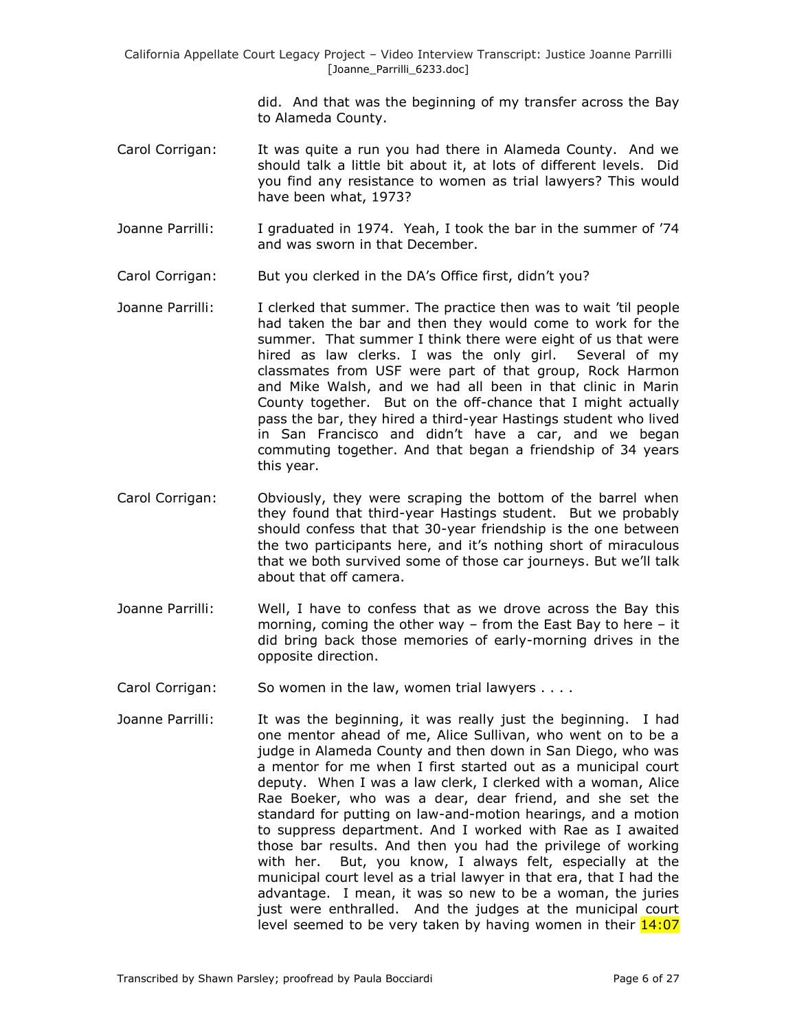did. And that was the beginning of my transfer across the Bay to Alameda County.

Carol Corrigan: It was quite a run you had there in Alameda County. And we should talk a little bit about it, at lots of different levels. Did you find any resistance to women as trial lawyers? This would have been what, 1973?

Joanne Parrilli: I graduated in 1974. Yeah, I took the bar in the summer of '74 and was sworn in that December.

Carol Corrigan: But you clerked in the DA's Office first, didn't you?

Joanne Parrilli: I clerked that summer. The practice then was to wait 'til people had taken the bar and then they would come to work for the summer. That summer I think there were eight of us that were hired as law clerks. I was the only girl. Several of my classmates from USF were part of that group, Rock Harmon and Mike Walsh, and we had all been in that clinic in Marin County together. But on the off-chance that I might actually pass the bar, they hired a third-year Hastings student who lived in San Francisco and didn't have a car, and we began commuting together. And that began a friendship of 34 years this year.

Carol Corrigan: Obviously, they were scraping the bottom of the barrel when they found that third-year Hastings student. But we probably should confess that that 30-year friendship is the one between the two participants here, and it's nothing short of miraculous that we both survived some of those car journeys. But we'll talk about that off camera.

Joanne Parrilli: Well, I have to confess that as we drove across the Bay this morning, coming the other way – from the East Bay to here – it did bring back those memories of early-morning drives in the opposite direction.

Carol Corrigan: So women in the law, women trial lawyers . . . .

Joanne Parrilli: It was the beginning, it was really just the beginning. I had one mentor ahead of me, Alice Sullivan, who went on to be a judge in Alameda County and then down in San Diego, who was a mentor for me when I first started out as a municipal court deputy. When I was a law clerk, I clerked with a woman, Alice Rae Boeker, who was a dear, dear friend, and she set the standard for putting on law-and-motion hearings, and a motion to suppress department. And I worked with Rae as I awaited those bar results. And then you had the privilege of working with her. But, you know, I always felt, especially at the municipal court level as a trial lawyer in that era, that I had the advantage. I mean, it was so new to be a woman, the juries just were enthralled. And the judges at the municipal court level seemed to be very taken by having women in their 14:07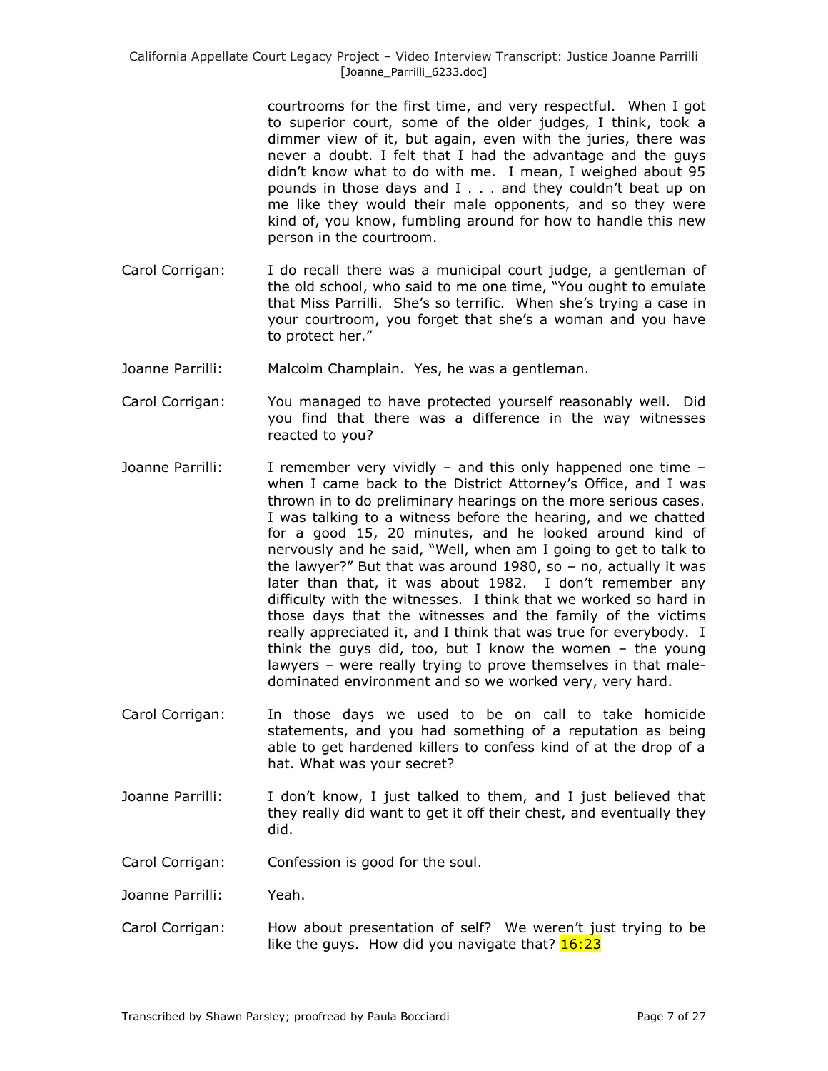courtrooms for the first time, and very respectful. When I got to superior court, some of the older judges, I think, took a dimmer view of it, but again, even with the juries, there was never a doubt. I felt that I had the advantage and the guys didn't know what to do with me. I mean, I weighed about 95 pounds in those days and I . . . and they couldn't beat up on me like they would their male opponents, and so they were kind of, you know, fumbling around for how to handle this new person in the courtroom.

Carol Corrigan: I do recall there was a municipal court judge, a gentleman of the old school, who said to me one time, "You ought to emulate that Miss Parrilli. She's so terrific. When she's trying a case in your courtroom, you forget that she's a woman and you have to protect her."

Joanne Parrilli: Malcolm Champlain. Yes, he was a gentleman.

Carol Corrigan: You managed to have protected yourself reasonably well. Did you find that there was a difference in the way witnesses reacted to you?

Joanne Parrilli: I remember very vividly – and this only happened one time – when I came back to the District Attorney's Office, and I was thrown in to do preliminary hearings on the more serious cases. I was talking to a witness before the hearing, and we chatted for a good 15, 20 minutes, and he looked around kind of nervously and he said, "Well, when am I going to get to talk to the lawyer?" But that was around 1980, so – no, actually it was later than that, it was about 1982. I don't remember any difficulty with the witnesses. I think that we worked so hard in those days that the witnesses and the family of the victims really appreciated it, and I think that was true for everybody. I think the guys did, too, but I know the women – the young lawyers – were really trying to prove themselves in that male-dominated environment and so we worked very, very hard.

Carol Corrigan: In those days we used to be on call to take homicide statements, and you had something of a reputation as being able to get hardened killers to confess kind of at the drop of a hat. What was your secret?

Joanne Parrilli: I don't know, I just talked to them, and I just believed that they really did want to get it off their chest, and eventually they did.

Carol Corrigan: Confession is good for the soul.

Joanne Parrilli: Yeah.

Carol Corrigan: How about presentation of self? We weren't just trying to be like the guys. How did you navigate that? 16:23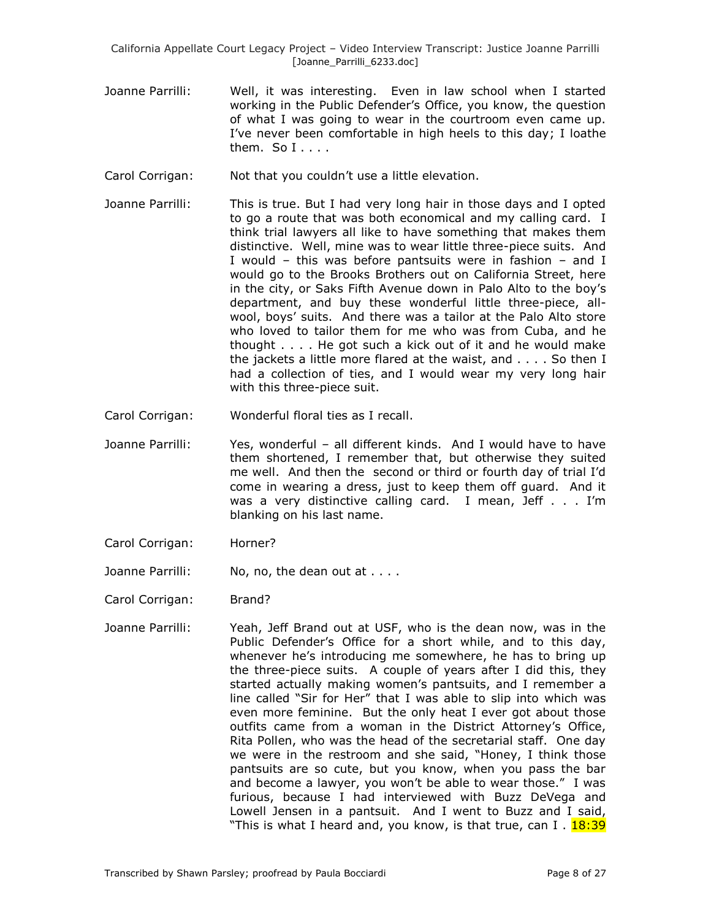Joanne Parrilli: Well, it was interesting. Even in law school when I started working in the Public Defender's Office, you know, the question of what I was going to wear in the courtroom even came up. I've never been comfortable in high heels to this day; I loathe them. So I . . . .

Carol Corrigan: Not that you couldn't use a little elevation.

Joanne Parrilli: This is true. But I had very long hair in those days and I opted to go a route that was both economical and my calling card. I think trial lawyers all like to have something that makes them distinctive. Well, mine was to wear little three-piece suits. And I would – this was before pantsuits were in fashion – and I would go to the Brooks Brothers out on California Street, here in the city, or Saks Fifth Avenue down in Palo Alto to the boy's department, and buy these wonderful little three-piece, all-wool, boys' suits. And there was a tailor at the Palo Alto store who loved to tailor them for me who was from Cuba, and he thought . . . . He got such a kick out of it and he would make the jackets a little more flared at the waist, and . . . . So then I had a collection of ties, and I would wear my very long hair with this three-piece suit.

Carol Corrigan: Wonderful floral ties as I recall.

Joanne Parrilli: Yes, wonderful – all different kinds. And I would have to have them shortened, I remember that, but otherwise they suited me well. And then the second or third or fourth day of trial I'd come in wearing a dress, just to keep them off guard. And it was a very distinctive calling card. I mean, Jeff . . . I'm blanking on his last name.

Carol Corrigan: Horner?

Joanne Parrilli: No, no, the dean out at . . . .

Carol Corrigan: Brand?

Joanne Parrilli: Yeah, Jeff Brand out at USF, who is the dean now, was in the Public Defender's Office for a short while, and to this day, whenever he's introducing me somewhere, he has to bring up the three-piece suits. A couple of years after I did this, they started actually making women's pantsuits, and I remember a line called "Sir for Her" that I was able to slip into which was even more feminine. But the only heat I ever got about those outfits came from a woman in the District Attorney's Office, Rita Pollen, who was the head of the secretarial staff. One day we were in the restroom and she said, "Honey, I think those pantsuits are so cute, but you know, when you pass the bar and become a lawyer, you won't be able to wear those." I was furious, because I had interviewed with Buzz DeVega and Lowell Jensen in a pantsuit. And I went to Buzz and I said, "This is what I heard and, you know, is that true, can I . 18:39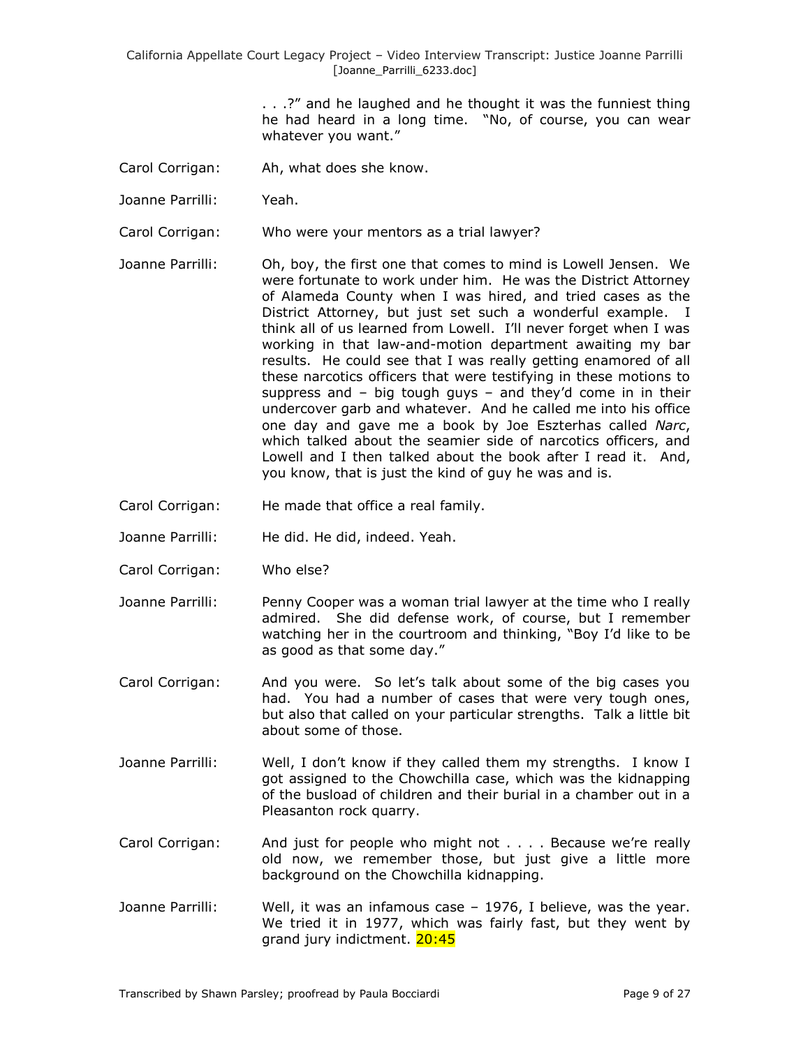. . .?" and he laughed and he thought it was the funniest thing he had heard in a long time. "No, of course, you can wear whatever you want."

Carol Corrigan: Ah, what does she know.

Joanne Parrilli: Yeah.

Carol Corrigan: Who were your mentors as a trial lawyer?

Joanne Parrilli: Oh, boy, the first one that comes to mind is Lowell Jensen. We were fortunate to work under him. He was the District Attorney of Alameda County when I was hired, and tried cases as the District Attorney, but just set such a wonderful example. I think all of us learned from Lowell. I'll never forget when I was working in that law-and-motion department awaiting my bar results. He could see that I was really getting enamored of all these narcotics officers that were testifying in these motions to suppress and – big tough guys – and they'd come in in their undercover garb and whatever. And he called me into his office one day and gave me a book by Joe Eszterhas called *Narc*, which talked about the seamier side of narcotics officers, and Lowell and I then talked about the book after I read it. And, you know, that is just the kind of guy he was and is.

Carol Corrigan: He made that office a real family.

Joanne Parrilli: He did. He did, indeed. Yeah.

Carol Corrigan: Who else?

Joanne Parrilli: Penny Cooper was a woman trial lawyer at the time who I really admired. She did defense work, of course, but I remember watching her in the courtroom and thinking, "Boy I'd like to be as good as that some day."

Carol Corrigan: And you were. So let's talk about some of the big cases you had. You had a number of cases that were very tough ones, but also that called on your particular strengths. Talk a little bit about some of those.

Joanne Parrilli: Well, I don't know if they called them my strengths. I know I got assigned to the Chowchilla case, which was the kidnapping of the busload of children and their burial in a chamber out in a Pleasanton rock quarry.

Carol Corrigan: And just for people who might not . . . . Because we're really old now, we remember those, but just give a little more background on the Chowchilla kidnapping.

Joanne Parrilli: Well, it was an infamous case – 1976, I believe, was the year. We tried it in 1977, which was fairly fast, but they went by grand jury indictment. 20:45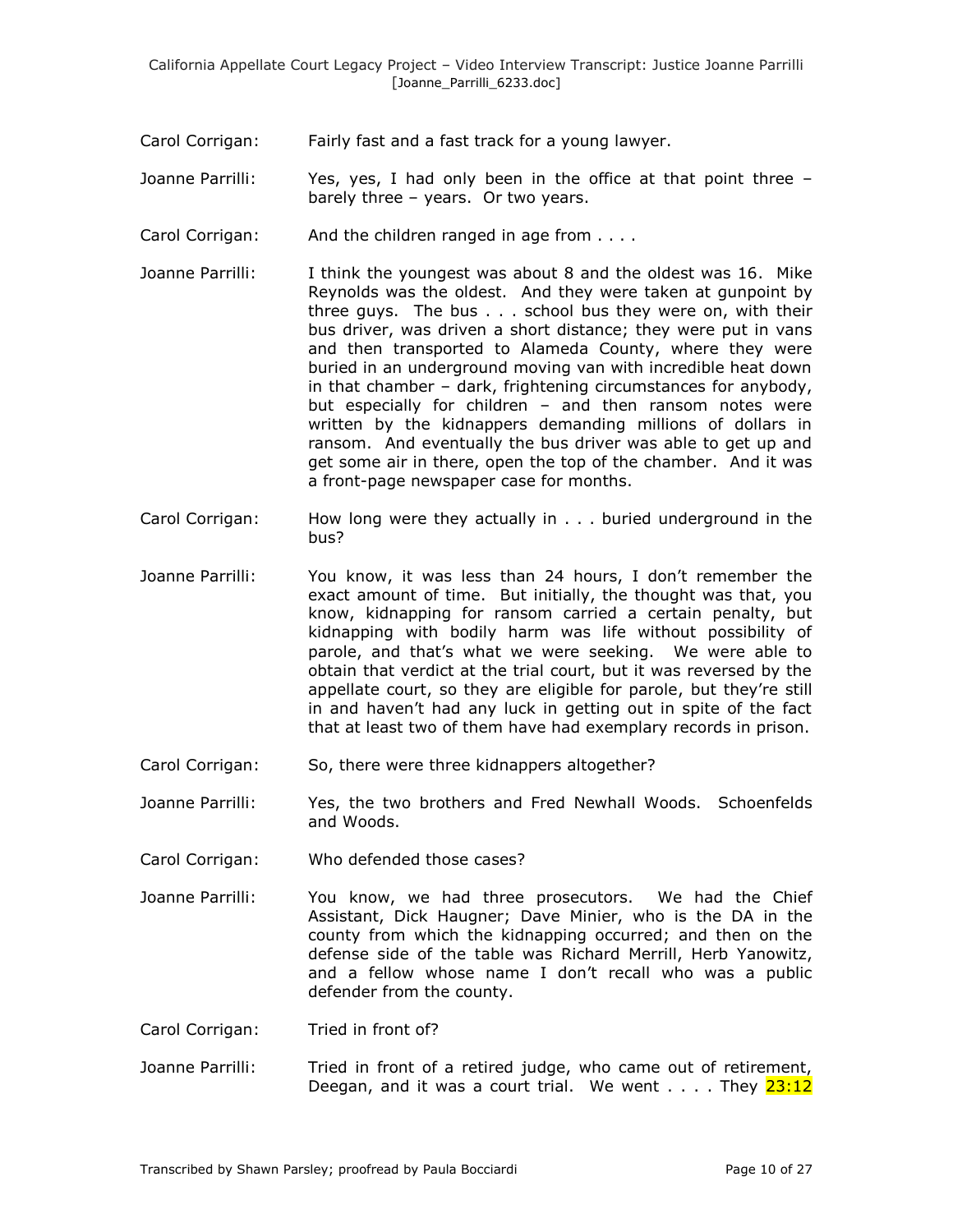Carol Corrigan: Fairly fast and a fast track for a young lawyer.

Joanne Parrilli: Yes, yes, I had only been in the office at that point three – barely three – years. Or two years.

Carol Corrigan: And the children ranged in age from . . . .

Joanne Parrilli: I think the youngest was about 8 and the oldest was 16. Mike Reynolds was the oldest. And they were taken at gunpoint by three guys. The bus . . . school bus they were on, with their bus driver, was driven a short distance; they were put in vans and then transported to Alameda County, where they were buried in an underground moving van with incredible heat down in that chamber – dark, frightening circumstances for anybody, but especially for children – and then ransom notes were written by the kidnappers demanding millions of dollars in ransom. And eventually the bus driver was able to get up and get some air in there, open the top of the chamber. And it was a front-page newspaper case for months.

Carol Corrigan: How long were they actually in . . . buried underground in the bus?

Joanne Parrilli: You know, it was less than 24 hours, I don't remember the exact amount of time. But initially, the thought was that, you know, kidnapping for ransom carried a certain penalty, but kidnapping with bodily harm was life without possibility of parole, and that's what we were seeking. We were able to obtain that verdict at the trial court, but it was reversed by the appellate court, so they are eligible for parole, but they're still in and haven't had any luck in getting out in spite of the fact that at least two of them have had exemplary records in prison.

Carol Corrigan: So, there were three kidnappers altogether?

Joanne Parrilli: Yes, the two brothers and Fred Newhall Woods. Schoenfelds and Woods.

Carol Corrigan: Who defended those cases?

Joanne Parrilli: You know, we had three prosecutors. We had the Chief Assistant, Dick Haugner; Dave Minier, who is the DA in the county from which the kidnapping occurred; and then on the defense side of the table was Richard Merrill, Herb Yanowitz, and a fellow whose name I don't recall who was a public defender from the county.

Carol Corrigan: Tried in front of?

Joanne Parrilli: Tried in front of a retired judge, who came out of retirement, Deegan, and it was a court trial. We went . . . . They 23:12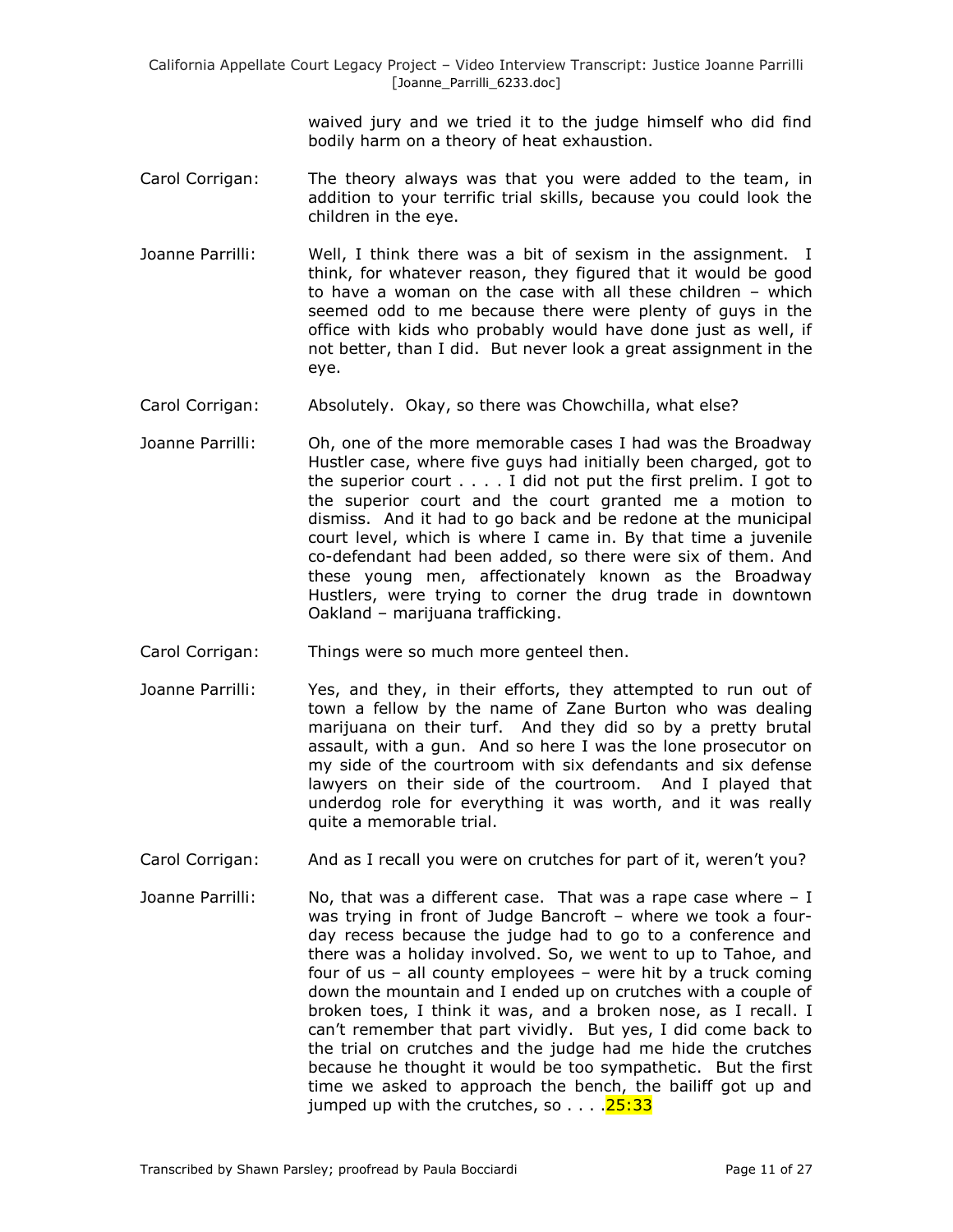waived jury and we tried it to the judge himself who did find bodily harm on a theory of heat exhaustion.

Carol Corrigan: The theory always was that you were added to the team, in addition to your terrific trial skills, because you could look the children in the eye.

Joanne Parrilli: Well, I think there was a bit of sexism in the assignment. I think, for whatever reason, they figured that it would be good to have a woman on the case with all these children – which seemed odd to me because there were plenty of guys in the office with kids who probably would have done just as well, if not better, than I did. But never look a great assignment in the eye.

Carol Corrigan: Absolutely. Okay, so there was Chowchilla, what else?

Joanne Parrilli: Oh, one of the more memorable cases I had was the Broadway Hustler case, where five guys had initially been charged, got to the superior court . . . . I did not put the first prelim. I got to the superior court and the court granted me a motion to dismiss. And it had to go back and be redone at the municipal court level, which is where I came in. By that time a juvenile co-defendant had been added, so there were six of them. And these young men, affectionately known as the Broadway Hustlers, were trying to corner the drug trade in downtown Oakland – marijuana trafficking.

Carol Corrigan: Things were so much more genteel then.

Joanne Parrilli: Yes, and they, in their efforts, they attempted to run out of town a fellow by the name of Zane Burton who was dealing marijuana on their turf. And they did so by a pretty brutal assault, with a gun. And so here I was the lone prosecutor on my side of the courtroom with six defendants and six defense lawyers on their side of the courtroom. And I played that underdog role for everything it was worth, and it was really quite a memorable trial.

Carol Corrigan: And as I recall you were on crutches for part of it, weren't you?

Joanne Parrilli: No, that was a different case. That was a rape case where – I was trying in front of Judge Bancroft – where we took a four-day recess because the judge had to go to a conference and there was a holiday involved. So, we went to up to Tahoe, and four of us – all county employees – were hit by a truck coming down the mountain and I ended up on crutches with a couple of broken toes, I think it was, and a broken nose, as I recall. I can't remember that part vividly. But yes, I did come back to the trial on crutches and the judge had me hide the crutches because he thought it would be too sympathetic. But the first time we asked to approach the bench, the bailiff got up and jumped up with the crutches, so . . . .25:33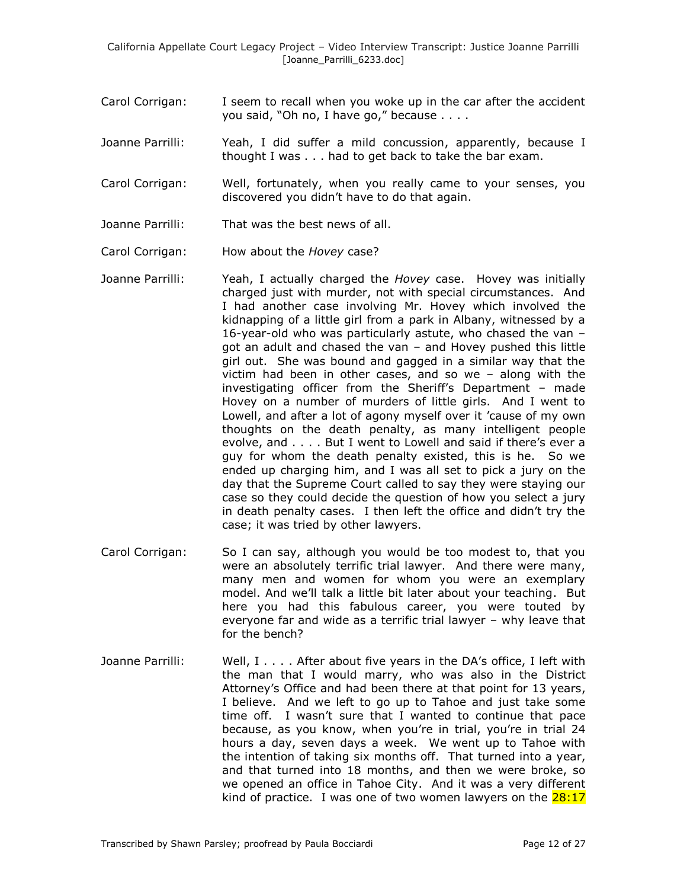Carol Corrigan: I seem to recall when you woke up in the car after the accident you said, "Oh no, I have go," because . . . .

Joanne Parrilli: Yeah, I did suffer a mild concussion, apparently, because I thought I was . . . had to get back to take the bar exam.

Carol Corrigan: Well, fortunately, when you really came to your senses, you discovered you didn't have to do that again.

Joanne Parrilli: That was the best news of all.

Carol Corrigan: How about the *Hovey* case?

Joanne Parrilli: Yeah, I actually charged the *Hovey* case. Hovey was initially charged just with murder, not with special circumstances. And I had another case involving Mr. Hovey which involved the kidnapping of a little girl from a park in Albany, witnessed by a 16-year-old who was particularly astute, who chased the van – got an adult and chased the van – and Hovey pushed this little girl out. She was bound and gagged in a similar way that the victim had been in other cases, and so we – along with the investigating officer from the Sheriff's Department – made Hovey on a number of murders of little girls. And I went to Lowell, and after a lot of agony myself over it 'cause of my own thoughts on the death penalty, as many intelligent people evolve, and . . . . But I went to Lowell and said if there's ever a guy for whom the death penalty existed, this is he. So we ended up charging him, and I was all set to pick a jury on the day that the Supreme Court called to say they were staying our case so they could decide the question of how you select a jury in death penalty cases. I then left the office and didn't try the case; it was tried by other lawyers.

Carol Corrigan: So I can say, although you would be too modest to, that you were an absolutely terrific trial lawyer. And there were many, many men and women for whom you were an exemplary model. And we'll talk a little bit later about your teaching. But here you had this fabulous career, you were touted by everyone far and wide as a terrific trial lawyer – why leave that for the bench?

Joanne Parrilli: Well, I . . . . After about five years in the DA's office, I left with the man that I would marry, who was also in the District Attorney's Office and had been there at that point for 13 years, I believe. And we left to go up to Tahoe and just take some time off. I wasn't sure that I wanted to continue that pace because, as you know, when you're in trial, you're in trial 24 hours a day, seven days a week. We went up to Tahoe with the intention of taking six months off. That turned into a year, and that turned into 18 months, and then we were broke, so we opened an office in Tahoe City. And it was a very different kind of practice. I was one of two women lawyers on the 28:17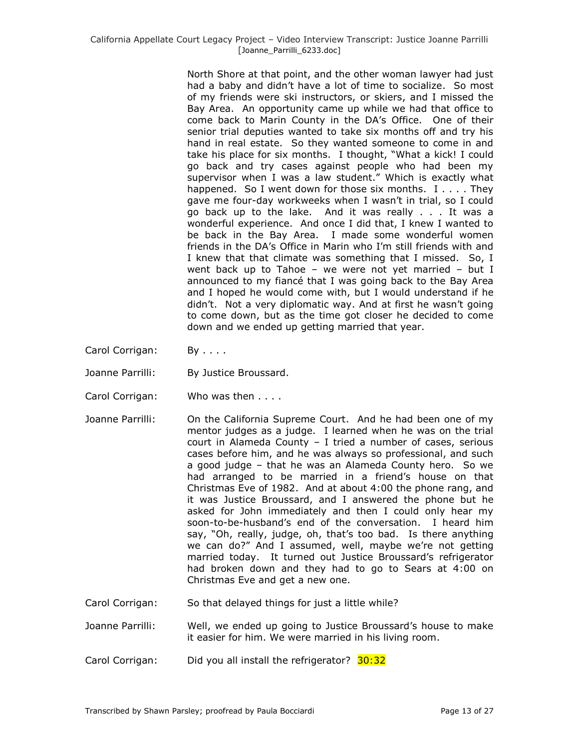North Shore at that point, and the other woman lawyer had just had a baby and didn't have a lot of time to socialize. So most of my friends were ski instructors, or skiers, and I missed the Bay Area. An opportunity came up while we had that office to come back to Marin County in the DA's Office. One of their senior trial deputies wanted to take six months off and try his hand in real estate. So they wanted someone to come in and take his place for six months. I thought, "What a kick! I could go back and try cases against people who had been my supervisor when I was a law student." Which is exactly what happened. So I went down for those six months. I . . . . They gave me four-day workweeks when I wasn't in trial, so I could go back up to the lake. And it was really . . . It was a wonderful experience. And once I did that, I knew I wanted to be back in the Bay Area. I made some wonderful women friends in the DA's Office in Marin who I'm still friends with and I knew that that climate was something that I missed. So, I went back up to Tahoe – we were not yet married – but I announced to my fiancé that I was going back to the Bay Area and I hoped he would come with, but I would understand if he didn't. Not a very diplomatic way. And at first he wasn't going to come down, but as the time got closer he decided to come down and we ended up getting married that year.

Carol Corrigan: By . . . .

Joanne Parrilli: By Justice Broussard.

Carol Corrigan: Who was then . . . .

Joanne Parrilli: On the California Supreme Court. And he had been one of my mentor judges as a judge. I learned when he was on the trial court in Alameda County – I tried a number of cases, serious cases before him, and he was always so professional, and such a good judge – that he was an Alameda County hero. So we had arranged to be married in a friend's house on that Christmas Eve of 1982. And at about 4:00 the phone rang, and it was Justice Broussard, and I answered the phone but he asked for John immediately and then I could only hear my soon-to-be-husband's end of the conversation. I heard him say, "Oh, really, judge, oh, that's too bad. Is there anything we can do?" And I assumed, well, maybe we're not getting married today. It turned out Justice Broussard's refrigerator had broken down and they had to go to Sears at 4:00 on Christmas Eve and get a new one.

Carol Corrigan: So that delayed things for just a little while?

Joanne Parrilli: Well, we ended up going to Justice Broussard's house to make it easier for him. We were married in his living room.

Carol Corrigan: Did you all install the refrigerator? 30:32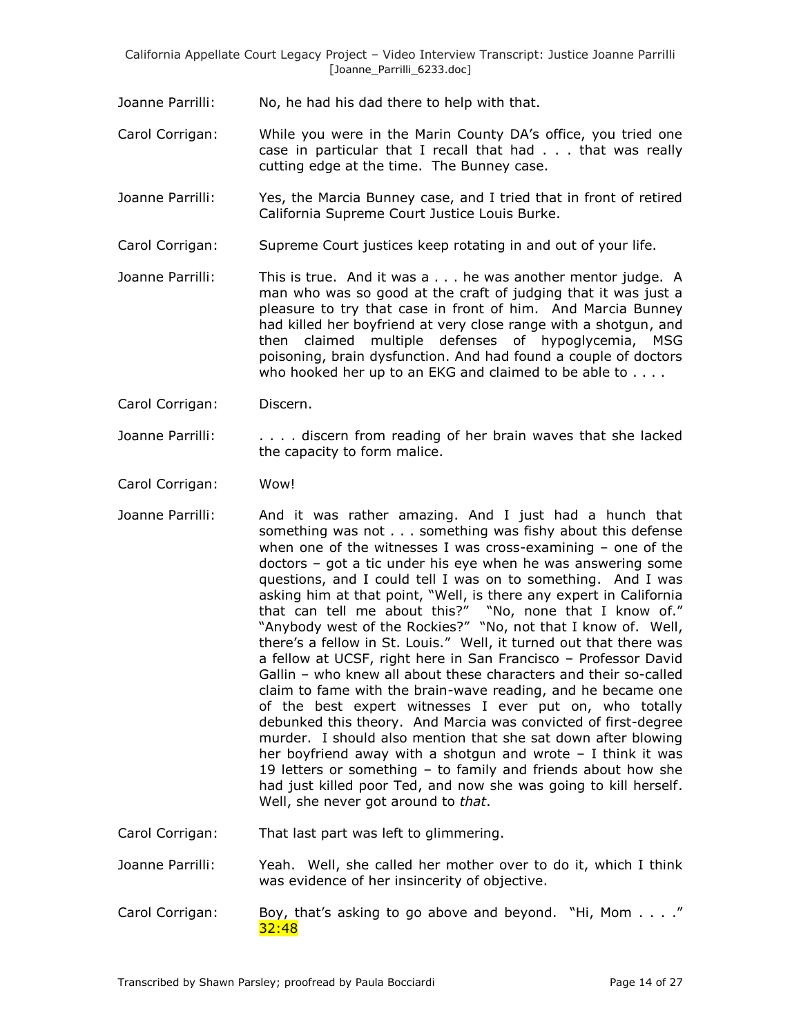Joanne Parrilli: No, he had his dad there to help with that.

Carol Corrigan: While you were in the Marin County DA's office, you tried one case in particular that I recall that had . . . that was really cutting edge at the time. The Bunney case.

Joanne Parrilli: Yes, the Marcia Bunney case, and I tried that in front of retired California Supreme Court Justice Louis Burke.

Carol Corrigan: Supreme Court justices keep rotating in and out of your life.

Joanne Parrilli: This is true. And it was a . . . he was another mentor judge. A man who was so good at the craft of judging that it was just a pleasure to try that case in front of him. And Marcia Bunney had killed her boyfriend at very close range with a shotgun, and then claimed multiple defenses of hypoglycemia, MSG poisoning, brain dysfunction. And had found a couple of doctors who hooked her up to an EKG and claimed to be able to . . . .

Carol Corrigan: Discern.

Joanne Parrilli: . . . . discern from reading of her brain waves that she lacked the capacity to form malice.

Carol Corrigan: Wow!

Joanne Parrilli: And it was rather amazing. And I just had a hunch that something was not . . . something was fishy about this defense when one of the witnesses I was cross-examining – one of the doctors – got a tic under his eye when he was answering some questions, and I could tell I was on to something. And I was asking him at that point, "Well, is there any expert in California that can tell me about this?" "No, none that I know of." "Anybody west of the Rockies?" "No, not that I know of. Well, there's a fellow in St. Louis." Well, it turned out that there was a fellow at UCSF, right here in San Francisco – Professor David Gallin – who knew all about these characters and their so-called claim to fame with the brain-wave reading, and he became one of the best expert witnesses I ever put on, who totally debunked this theory. And Marcia was convicted of first-degree murder. I should also mention that she sat down after blowing her boyfriend away with a shotgun and wrote – I think it was 19 letters or something – to family and friends about how she had just killed poor Ted, and now she was going to kill herself. Well, she never got around to *that*.

Carol Corrigan: That last part was left to glimmering.

Joanne Parrilli: Yeah. Well, she called her mother over to do it, which I think was evidence of her insincerity of objective.

Carol Corrigan: Boy, that's asking to go above and beyond. "Hi, Mom . . . ." 32:48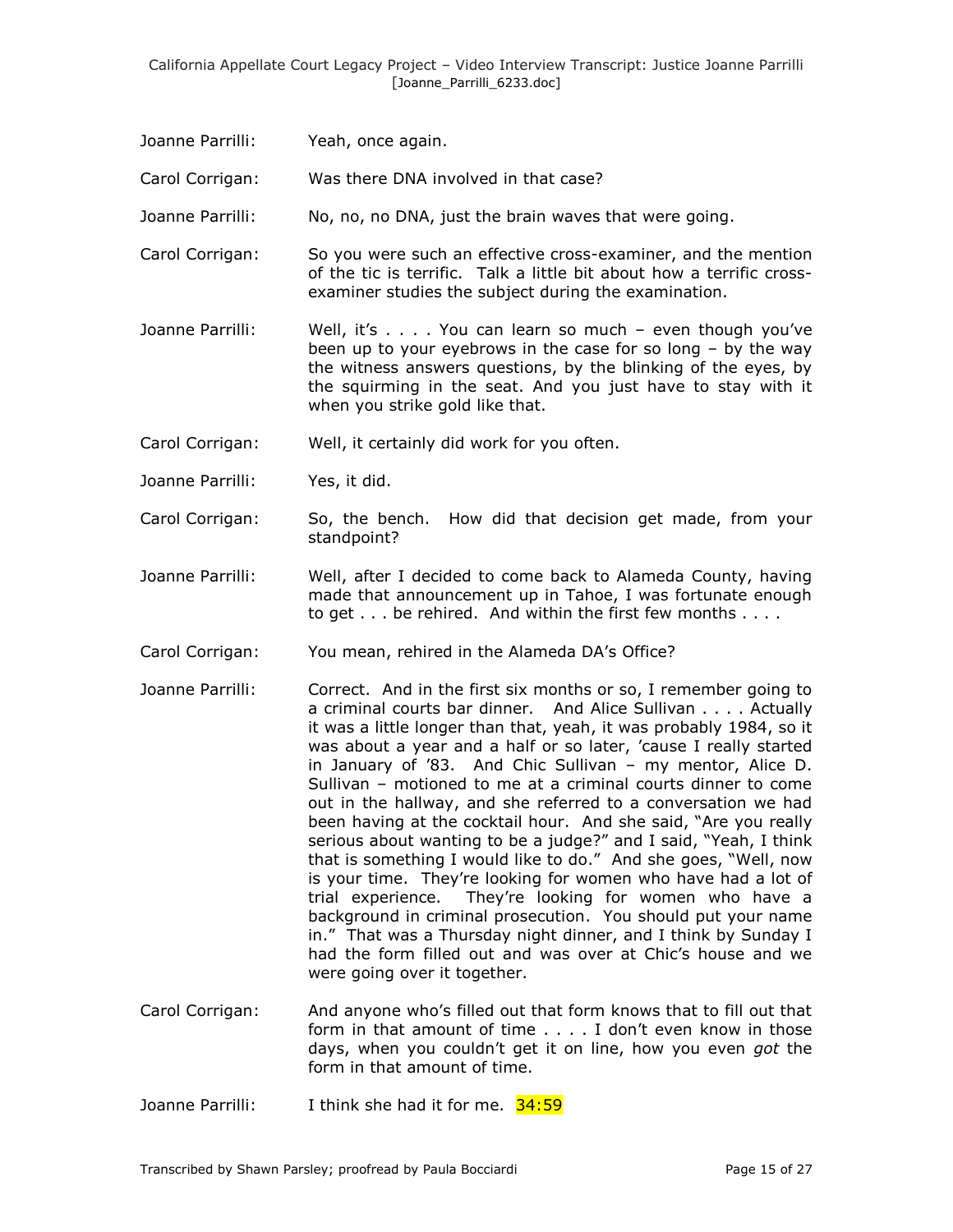Joanne Parrilli: Yeah, once again.

Carol Corrigan: Was there DNA involved in that case?

Joanne Parrilli: No, no, no DNA, just the brain waves that were going.

Carol Corrigan: So you were such an effective cross-examiner, and the mention of the tic is terrific. Talk a little bit about how a terrific cross-examiner studies the subject during the examination.

Joanne Parrilli: Well, it's . . . . You can learn so much – even though you've been up to your eyebrows in the case for so long – by the way the witness answers questions, by the blinking of the eyes, by the squirming in the seat. And you just have to stay with it when you strike gold like that.

Carol Corrigan: Well, it certainly did work for you often.

Joanne Parrilli: Yes, it did.

Carol Corrigan: So, the bench. How did that decision get made, from your standpoint?

Joanne Parrilli: Well, after I decided to come back to Alameda County, having made that announcement up in Tahoe, I was fortunate enough to get . . . be rehired. And within the first few months . . . .

Carol Corrigan: You mean, rehired in the Alameda DA's Office?

Joanne Parrilli: Correct. And in the first six months or so, I remember going to a criminal courts bar dinner. And Alice Sullivan . . . . Actually it was a little longer than that, yeah, it was probably 1984, so it was about a year and a half or so later, 'cause I really started in January of '83. And Chic Sullivan – my mentor, Alice D. Sullivan – motioned to me at a criminal courts dinner to come out in the hallway, and she referred to a conversation we had been having at the cocktail hour. And she said, "Are you really serious about wanting to be a judge?" and I said, "Yeah, I think that is something I would like to do." And she goes, "Well, now is your time. They're looking for women who have had a lot of trial experience. They're looking for women who have a background in criminal prosecution. You should put your name in." That was a Thursday night dinner, and I think by Sunday I had the form filled out and was over at Chic's house and we were going over it together.

Carol Corrigan: And anyone who's filled out that form knows that to fill out that form in that amount of time . . . . I don't even know in those days, when you couldn't get it on line, how you even *got* the form in that amount of time.

Joanne Parrilli: I think she had it for me. 34:59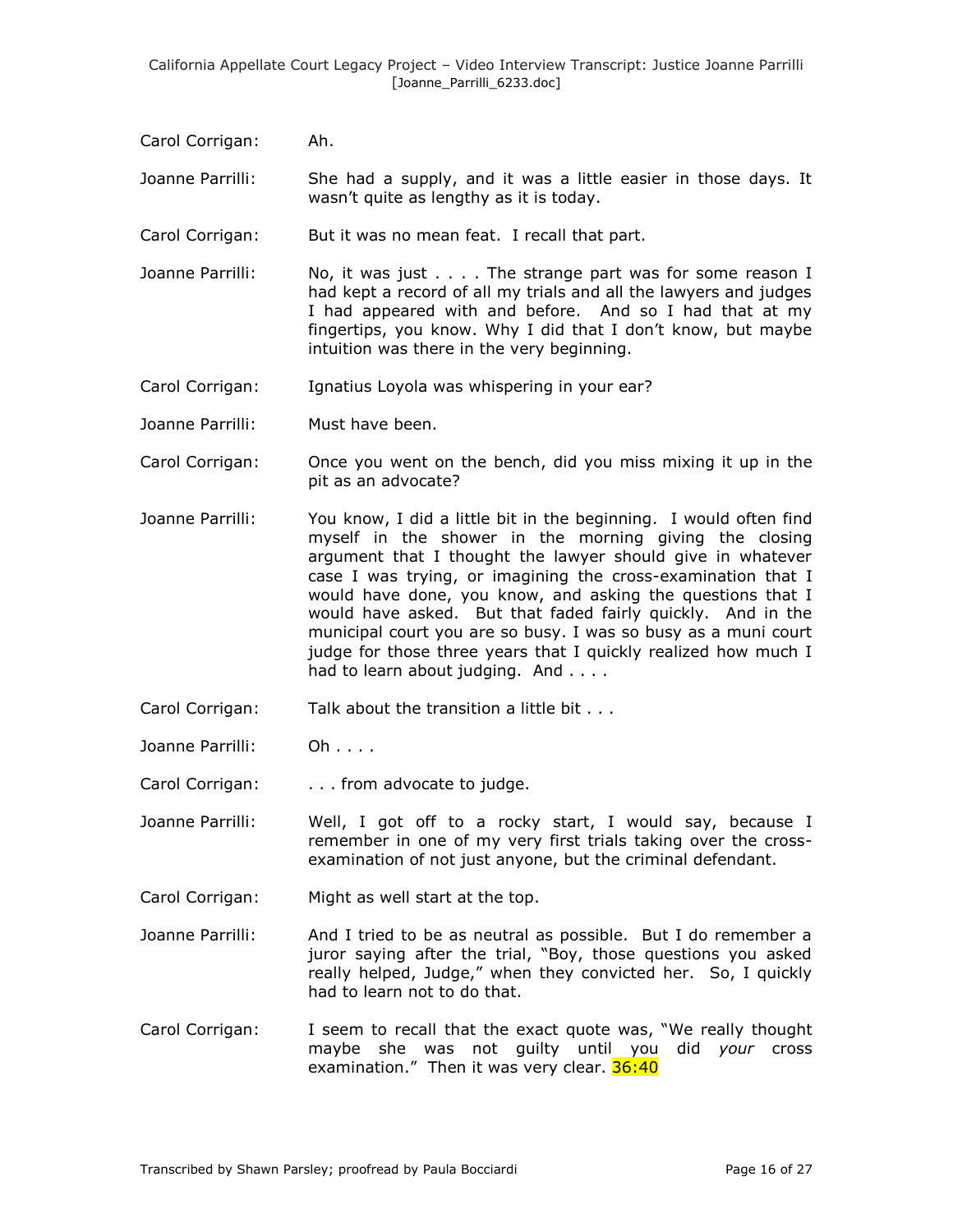Carol Corrigan: Ah.

Joanne Parrilli: She had a supply, and it was a little easier in those days. It wasn't quite as lengthy as it is today.

Carol Corrigan: But it was no mean feat. I recall that part.

Joanne Parrilli: No, it was just . . . . The strange part was for some reason I had kept a record of all my trials and all the lawyers and judges I had appeared with and before. And so I had that at my fingertips, you know. Why I did that I don't know, but maybe intuition was there in the very beginning.

Carol Corrigan: Ignatius Loyola was whispering in your ear?

Joanne Parrilli: Must have been.

Carol Corrigan: Once you went on the bench, did you miss mixing it up in the pit as an advocate?

Joanne Parrilli: You know, I did a little bit in the beginning. I would often find myself in the shower in the morning giving the closing argument that I thought the lawyer should give in whatever case I was trying, or imagining the cross-examination that I would have done, you know, and asking the questions that I would have asked. But that faded fairly quickly. And in the municipal court you are so busy. I was so busy as a muni court judge for those three years that I quickly realized how much I had to learn about judging. And . . . .

Carol Corrigan: Talk about the transition a little bit . . .

Joanne Parrilli: Oh . . . .

Carol Corrigan: . . . from advocate to judge.

Joanne Parrilli: Well, I got off to a rocky start, I would say, because I remember in one of my very first trials taking over the cross-examination of not just anyone, but the criminal defendant.

Carol Corrigan: Might as well start at the top.

Joanne Parrilli: And I tried to be as neutral as possible. But I do remember a juror saying after the trial, "Boy, those questions you asked really helped, Judge," when they convicted her. So, I quickly had to learn not to do that.

Carol Corrigan: I seem to recall that the exact quote was, "We really thought maybe she was not guilty until you did *your* cross examination." Then it was very clear. 36:40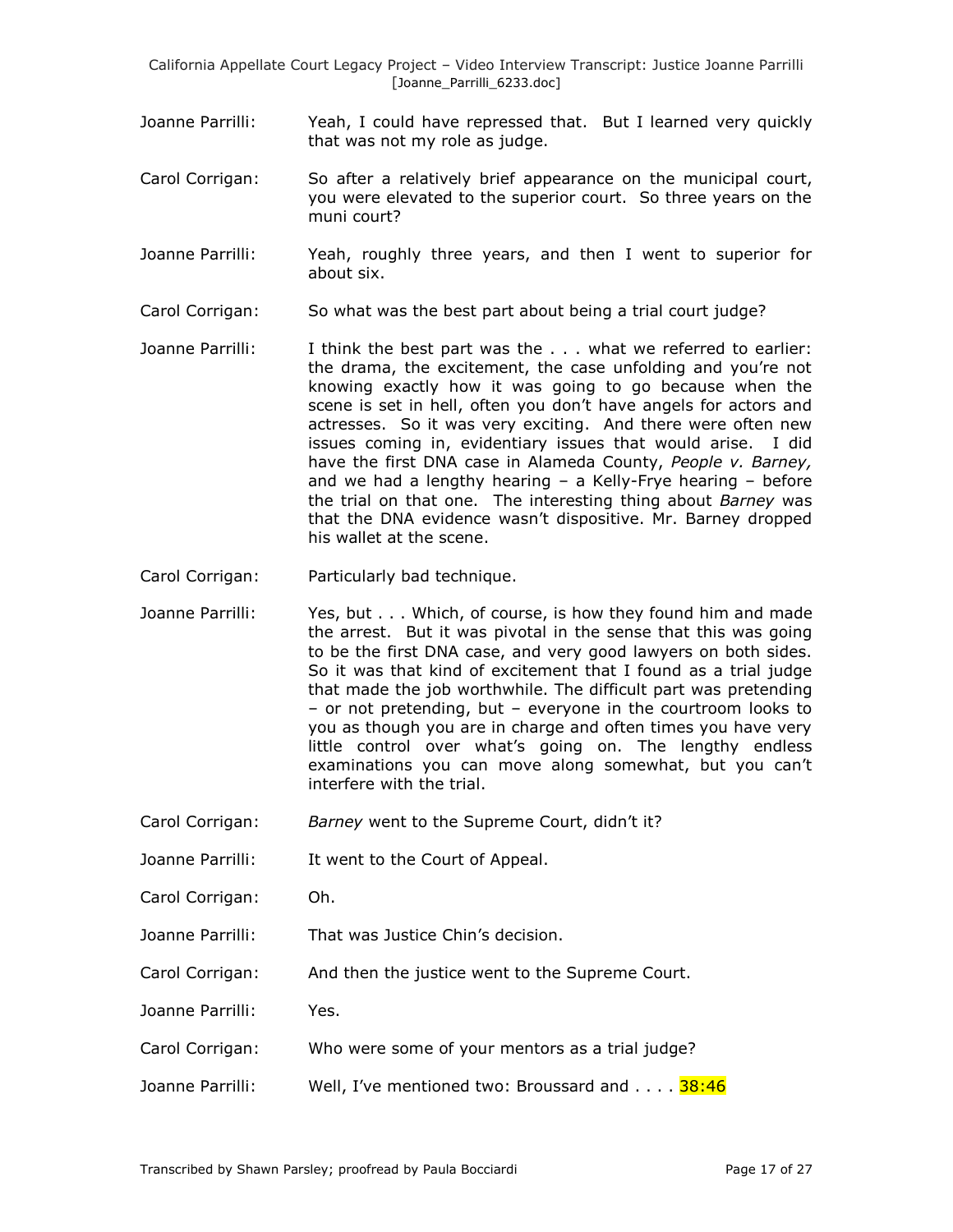Joanne Parrilli: Yeah, I could have repressed that. But I learned very quickly that was not my role as judge.

Carol Corrigan: So after a relatively brief appearance on the municipal court, you were elevated to the superior court. So three years on the muni court?

Joanne Parrilli: Yeah, roughly three years, and then I went to superior for about six.

Carol Corrigan: So what was the best part about being a trial court judge?

Joanne Parrilli: I think the best part was the . . . what we referred to earlier: the drama, the excitement, the case unfolding and you're not knowing exactly how it was going to go because when the scene is set in hell, often you don't have angels for actors and actresses. So it was very exciting. And there were often new issues coming in, evidentiary issues that would arise. I did have the first DNA case in Alameda County, *People v. Barney,* and we had a lengthy hearing – a Kelly-Frye hearing – before the trial on that one. The interesting thing about *Barney* was that the DNA evidence wasn't dispositive. Mr. Barney dropped his wallet at the scene.

Carol Corrigan: Particularly bad technique.

Joanne Parrilli: Yes, but . . . Which, of course, is how they found him and made the arrest. But it was pivotal in the sense that this was going to be the first DNA case, and very good lawyers on both sides. So it was that kind of excitement that I found as a trial judge that made the job worthwhile. The difficult part was pretending – or not pretending, but – everyone in the courtroom looks to you as though you are in charge and often times you have very little control over what's going on. The lengthy endless examinations you can move along somewhat, but you can't interfere with the trial.

Carol Corrigan: *Barney* went to the Supreme Court, didn't it?

Joanne Parrilli: It went to the Court of Appeal.

Carol Corrigan: Oh.

Joanne Parrilli: That was Justice Chin's decision.

Carol Corrigan: And then the justice went to the Supreme Court.

Joanne Parrilli: Yes.

Carol Corrigan: Who were some of your mentors as a trial judge?

Joanne Parrilli: Well, I've mentioned two: Broussard and . . . . 38:46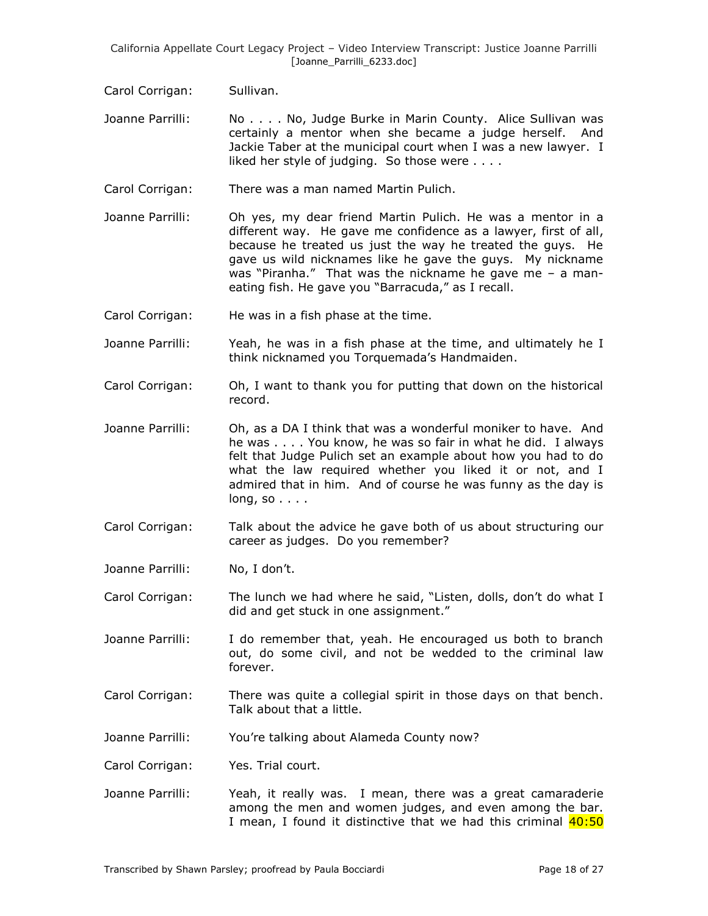Carol Corrigan: Sullivan.

Joanne Parrilli: No . . . . No, Judge Burke in Marin County. Alice Sullivan was certainly a mentor when she became a judge herself. And Jackie Taber at the municipal court when I was a new lawyer. I liked her style of judging. So those were . . . .

Carol Corrigan: There was a man named Martin Pulich.

Joanne Parrilli: Oh yes, my dear friend Martin Pulich. He was a mentor in a different way. He gave me confidence as a lawyer, first of all, because he treated us just the way he treated the guys. He gave us wild nicknames like he gave the guys. My nickname was "Piranha." That was the nickname he gave me – a man-eating fish. He gave you "Barracuda," as I recall.

Carol Corrigan: He was in a fish phase at the time.

Joanne Parrilli: Yeah, he was in a fish phase at the time, and ultimately he I think nicknamed you Torquemada's Handmaiden.

Carol Corrigan: Oh, I want to thank you for putting that down on the historical record.

Joanne Parrilli: Oh, as a DA I think that was a wonderful moniker to have. And he was . . . . You know, he was so fair in what he did. I always felt that Judge Pulich set an example about how you had to do what the law required whether you liked it or not, and I admired that in him. And of course he was funny as the day is long, so . . . .

Carol Corrigan: Talk about the advice he gave both of us about structuring our career as judges. Do you remember?

Joanne Parrilli: No, I don't.

Carol Corrigan: The lunch we had where he said, "Listen, dolls, don't do what I did and get stuck in one assignment."

Joanne Parrilli: I do remember that, yeah. He encouraged us both to branch out, do some civil, and not be wedded to the criminal law forever.

Carol Corrigan: There was quite a collegial spirit in those days on that bench. Talk about that a little.

Joanne Parrilli: You're talking about Alameda County now?

Carol Corrigan: Yes. Trial court.

Joanne Parrilli: Yeah, it really was. I mean, there was a great camaraderie among the men and women judges, and even among the bar. I mean, I found it distinctive that we had this criminal 40:50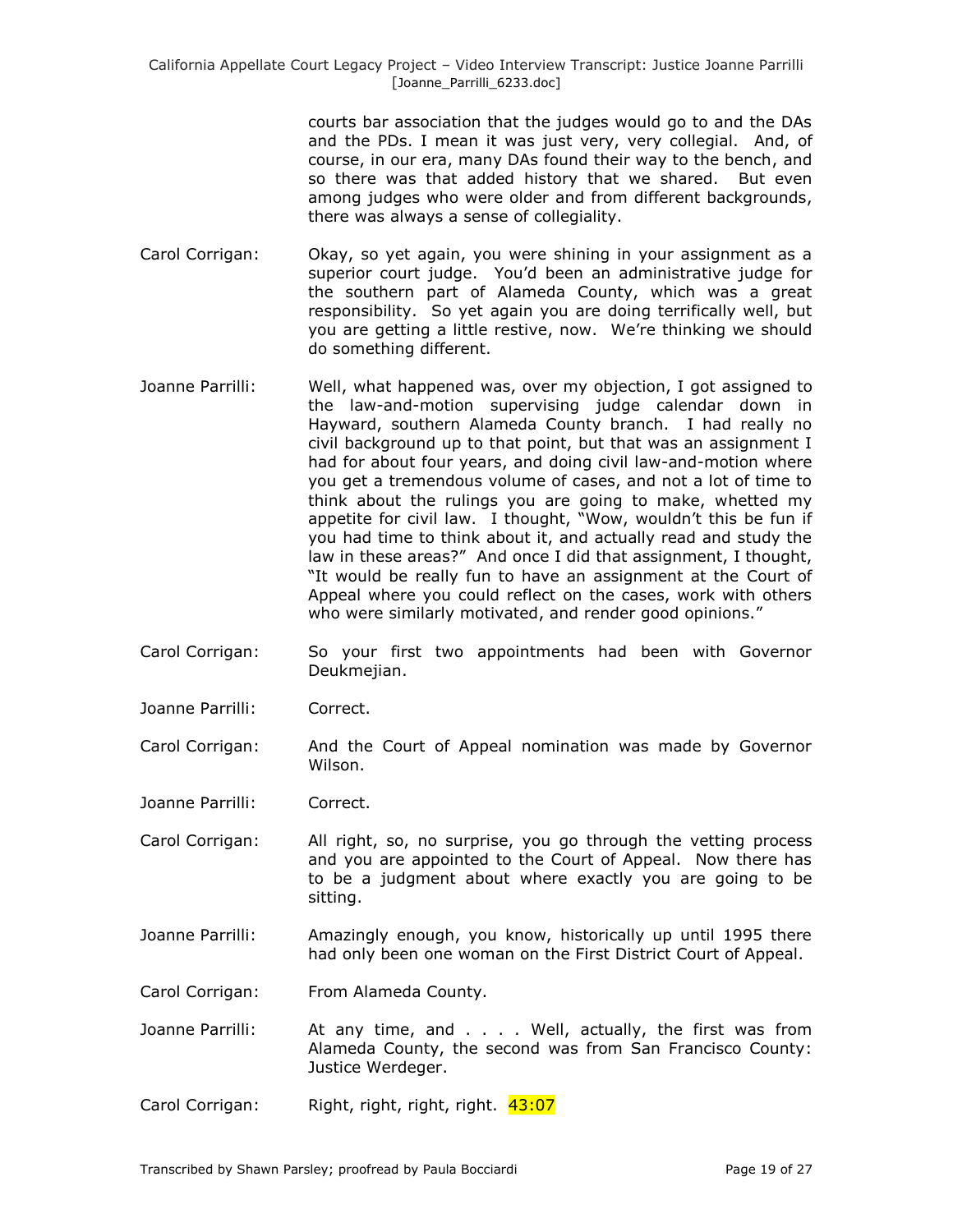courts bar association that the judges would go to and the DAs and the PDs. I mean it was just very, very collegial. And, of course, in our era, many DAs found their way to the bench, and so there was that added history that we shared. But even among judges who were older and from different backgrounds, there was always a sense of collegiality.

Carol Corrigan: Okay, so yet again, you were shining in your assignment as a superior court judge. You'd been an administrative judge for the southern part of Alameda County, which was a great responsibility. So yet again you are doing terrifically well, but you are getting a little restive, now. We're thinking we should do something different.

Joanne Parrilli: Well, what happened was, over my objection, I got assigned to the law-and-motion supervising judge calendar down in Hayward, southern Alameda County branch. I had really no civil background up to that point, but that was an assignment I had for about four years, and doing civil law-and-motion where you get a tremendous volume of cases, and not a lot of time to think about the rulings you are going to make, whetted my appetite for civil law. I thought, "Wow, wouldn't this be fun if you had time to think about it, and actually read and study the law in these areas?" And once I did that assignment, I thought, "It would be really fun to have an assignment at the Court of Appeal where you could reflect on the cases, work with others who were similarly motivated, and render good opinions."

Carol Corrigan: So your first two appointments had been with Governor Deukmejian.

Joanne Parrilli: Correct.

Carol Corrigan: And the Court of Appeal nomination was made by Governor Wilson.

Joanne Parrilli: Correct.

Carol Corrigan: All right, so, no surprise, you go through the vetting process and you are appointed to the Court of Appeal. Now there has to be a judgment about where exactly you are going to be sitting.

Joanne Parrilli: Amazingly enough, you know, historically up until 1995 there had only been one woman on the First District Court of Appeal.

Carol Corrigan: From Alameda County.

Joanne Parrilli: At any time, and . . . . Well, actually, the first was from Alameda County, the second was from San Francisco County: Justice Werdeger.

Carol Corrigan: Right, right, right, right. 43:07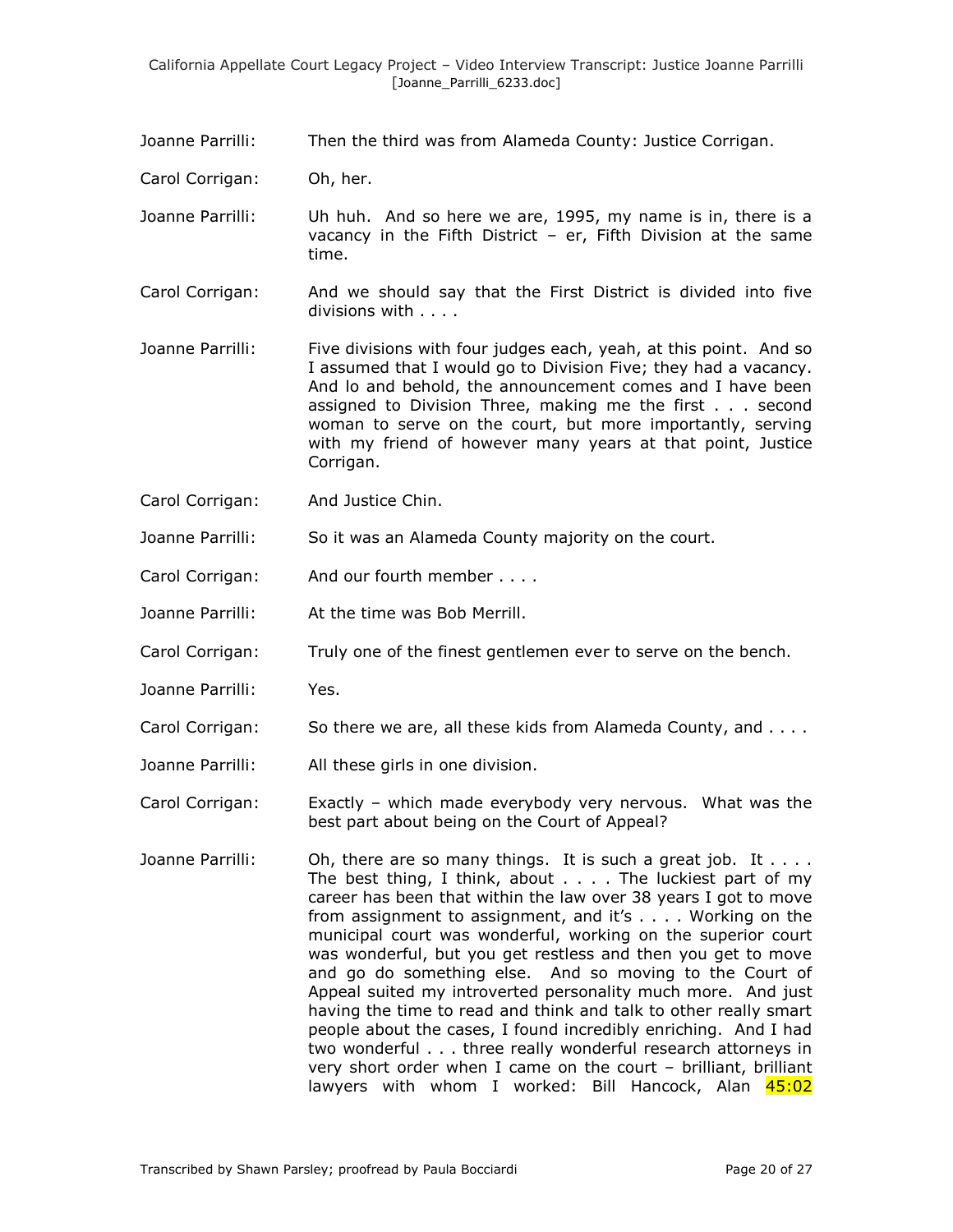Joanne Parrilli: Then the third was from Alameda County: Justice Corrigan.

Carol Corrigan: Oh, her.

Joanne Parrilli: Uh huh. And so here we are, 1995, my name is in, there is a vacancy in the Fifth District – er, Fifth Division at the same time.

Carol Corrigan: And we should say that the First District is divided into five divisions with . . . .

Joanne Parrilli: Five divisions with four judges each, yeah, at this point. And so I assumed that I would go to Division Five; they had a vacancy. And lo and behold, the announcement comes and I have been assigned to Division Three, making me the first . . . second woman to serve on the court, but more importantly, serving with my friend of however many years at that point, Justice Corrigan.

Carol Corrigan: And Justice Chin.

Joanne Parrilli: So it was an Alameda County majority on the court.

Carol Corrigan: And our fourth member . . . .

Joanne Parrilli: At the time was Bob Merrill.

Carol Corrigan: Truly one of the finest gentlemen ever to serve on the bench.

Joanne Parrilli: Yes.

Carol Corrigan: So there we are, all these kids from Alameda County, and . . . .

Joanne Parrilli: All these girls in one division.

Carol Corrigan: Exactly – which made everybody very nervous. What was the best part about being on the Court of Appeal?

Joanne Parrilli: Oh, there are so many things. It is such a great job. It . . . . The best thing, I think, about . . . . The luckiest part of my career has been that within the law over 38 years I got to move from assignment to assignment, and it's . . . . Working on the municipal court was wonderful, working on the superior court was wonderful, but you get restless and then you get to move and go do something else. And so moving to the Court of Appeal suited my introverted personality much more. And just having the time to read and think and talk to other really smart people about the cases, I found incredibly enriching. And I had two wonderful . . . three really wonderful research attorneys in very short order when I came on the court – brilliant, brilliant lawyers with whom I worked: Bill Hancock, Alan 45:02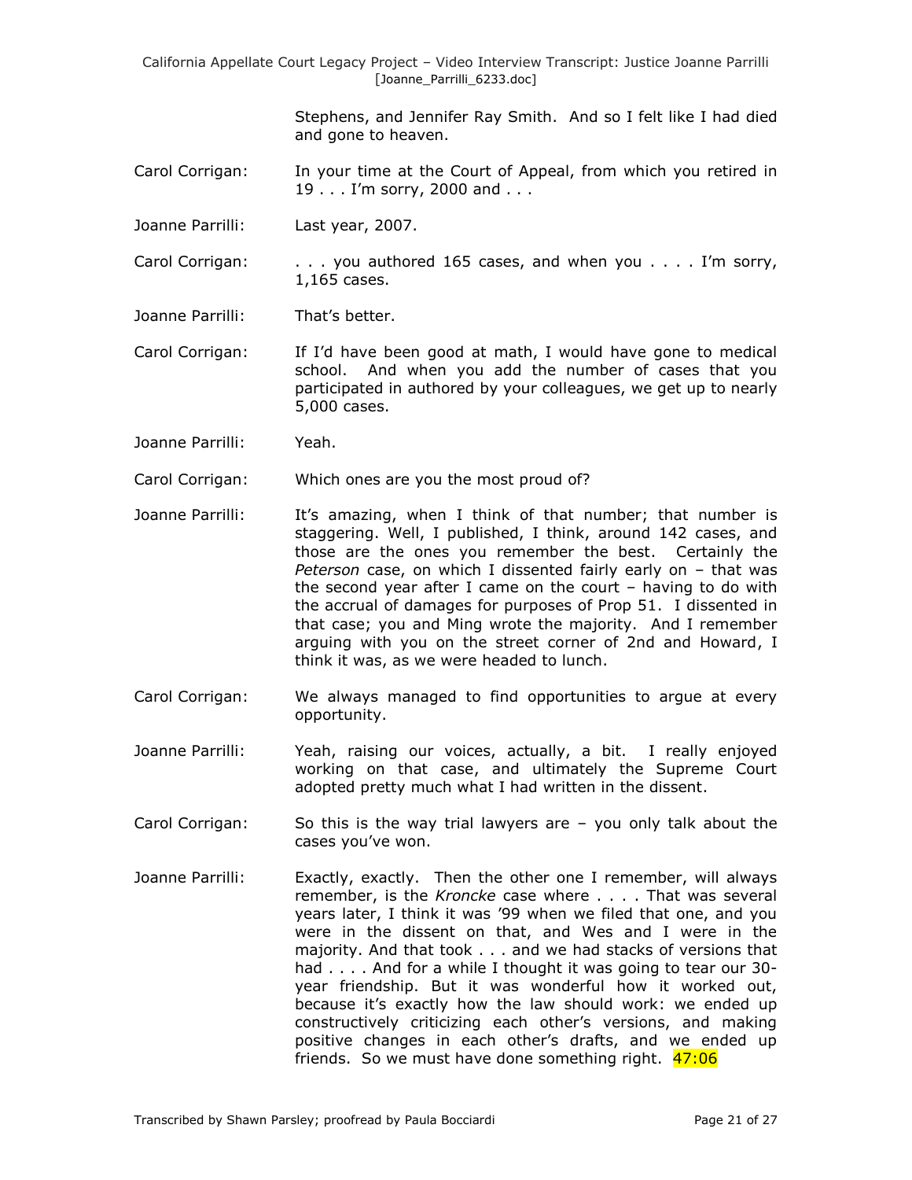Stephens, and Jennifer Ray Smith. And so I felt like I had died and gone to heaven.

Carol Corrigan: In your time at the Court of Appeal, from which you retired in 19 . . . I'm sorry, 2000 and . . .

Joanne Parrilli: Last year, 2007.

Carol Corrigan: . . . you authored 165 cases, and when you . . . . I'm sorry, 1,165 cases.

Joanne Parrilli: That's better.

Carol Corrigan: If I'd have been good at math, I would have gone to medical school. And when you add the number of cases that you participated in authored by your colleagues, we get up to nearly 5,000 cases.

Joanne Parrilli: Yeah.

Carol Corrigan: Which ones are you the most proud of?

Joanne Parrilli: It's amazing, when I think of that number; that number is staggering. Well, I published, I think, around 142 cases, and those are the ones you remember the best. Certainly the *Peterson* case, on which I dissented fairly early on – that was the second year after I came on the court – having to do with the accrual of damages for purposes of Prop 51. I dissented in that case; you and Ming wrote the majority. And I remember arguing with you on the street corner of 2nd and Howard, I think it was, as we were headed to lunch.

Carol Corrigan: We always managed to find opportunities to argue at every opportunity.

Joanne Parrilli: Yeah, raising our voices, actually, a bit. I really enjoyed working on that case, and ultimately the Supreme Court adopted pretty much what I had written in the dissent.

Carol Corrigan: So this is the way trial lawyers are – you only talk about the cases you've won.

Joanne Parrilli: Exactly, exactly. Then the other one I remember, will always remember, is the *Kroncke* case where . . . . That was several years later, I think it was '99 when we filed that one, and you were in the dissent on that, and Wes and I were in the majority. And that took . . . and we had stacks of versions that had . . . . And for a while I thought it was going to tear our 30-year friendship. But it was wonderful how it worked out, because it's exactly how the law should work: we ended up constructively criticizing each other's versions, and making positive changes in each other's drafts, and we ended up friends. So we must have done something right. 47:06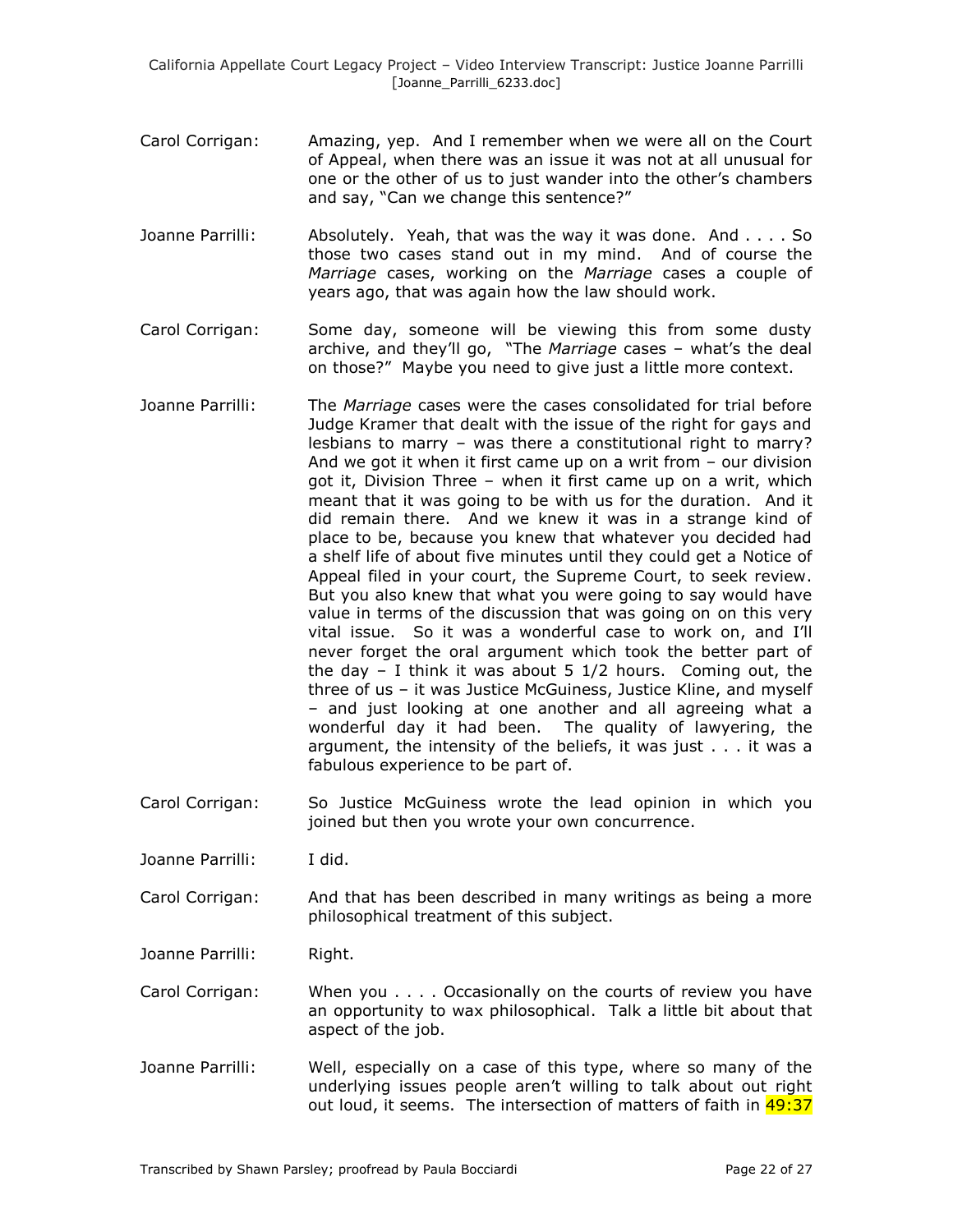Carol Corrigan: Amazing, yep. And I remember when we were all on the Court of Appeal, when there was an issue it was not at all unusual for one or the other of us to just wander into the other's chambers and say, "Can we change this sentence?"

Joanne Parrilli: Absolutely. Yeah, that was the way it was done. And . . . . So those two cases stand out in my mind. And of course the *Marriage* cases, working on the *Marriage* cases a couple of years ago, that was again how the law should work.

Carol Corrigan: Some day, someone will be viewing this from some dusty archive, and they'll go, "The *Marriage* cases – what's the deal on those?" Maybe you need to give just a little more context.

Joanne Parrilli: The *Marriage* cases were the cases consolidated for trial before Judge Kramer that dealt with the issue of the right for gays and lesbians to marry – was there a constitutional right to marry? And we got it when it first came up on a writ from – our division got it, Division Three – when it first came up on a writ, which meant that it was going to be with us for the duration. And it did remain there. And we knew it was in a strange kind of place to be, because you knew that whatever you decided had a shelf life of about five minutes until they could get a Notice of Appeal filed in your court, the Supreme Court, to seek review. But you also knew that what you were going to say would have value in terms of the discussion that was going on on this very vital issue. So it was a wonderful case to work on, and I'll never forget the oral argument which took the better part of the day – I think it was about 5 1/2 hours. Coming out, the three of us – it was Justice McGuiness, Justice Kline, and myself – and just looking at one another and all agreeing what a wonderful day it had been. The quality of lawyering, the argument, the intensity of the beliefs, it was just . . . it was a fabulous experience to be part of.

Carol Corrigan: So Justice McGuiness wrote the lead opinion in which you joined but then you wrote your own concurrence.

Joanne Parrilli: I did.

Carol Corrigan: And that has been described in many writings as being a more philosophical treatment of this subject.

Joanne Parrilli: Right.

Carol Corrigan: When you . . . . Occasionally on the courts of review you have an opportunity to wax philosophical. Talk a little bit about that aspect of the job.

Joanne Parrilli: Well, especially on a case of this type, where so many of the underlying issues people aren't willing to talk about out right out loud, it seems. The intersection of matters of faith in 49:37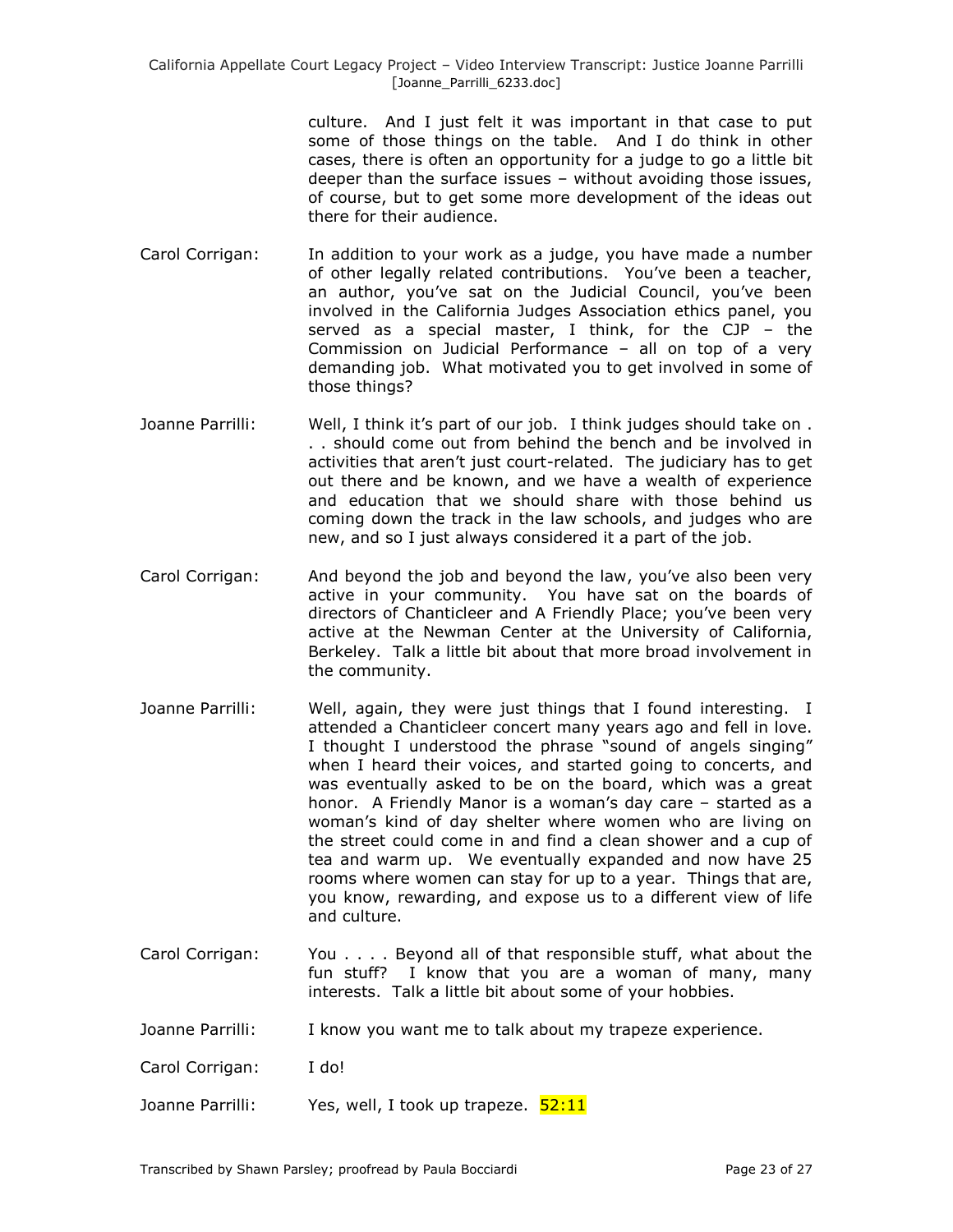culture. And I just felt it was important in that case to put some of those things on the table. And I do think in other cases, there is often an opportunity for a judge to go a little bit deeper than the surface issues – without avoiding those issues, of course, but to get some more development of the ideas out there for their audience.

Carol Corrigan: In addition to your work as a judge, you have made a number of other legally related contributions. You've been a teacher, an author, you've sat on the Judicial Council, you've been involved in the California Judges Association ethics panel, you served as a special master, I think, for the CJP – the Commission on Judicial Performance – all on top of a very demanding job. What motivated you to get involved in some of those things?

Joanne Parrilli: Well, I think it's part of our job. I think judges should take on . . . should come out from behind the bench and be involved in activities that aren't just court-related. The judiciary has to get out there and be known, and we have a wealth of experience and education that we should share with those behind us coming down the track in the law schools, and judges who are new, and so I just always considered it a part of the job.

Carol Corrigan: And beyond the job and beyond the law, you've also been very active in your community. You have sat on the boards of directors of Chanticleer and A Friendly Place; you've been very active at the Newman Center at the University of California, Berkeley. Talk a little bit about that more broad involvement in the community.

Joanne Parrilli: Well, again, they were just things that I found interesting. I attended a Chanticleer concert many years ago and fell in love. I thought I understood the phrase "sound of angels singing" when I heard their voices, and started going to concerts, and was eventually asked to be on the board, which was a great honor. A Friendly Manor is a woman's day care – started as a woman's kind of day shelter where women who are living on the street could come in and find a clean shower and a cup of tea and warm up. We eventually expanded and now have 25 rooms where women can stay for up to a year. Things that are, you know, rewarding, and expose us to a different view of life and culture.

Carol Corrigan: You . . . . Beyond all of that responsible stuff, what about the fun stuff? I know that you are a woman of many, many interests. Talk a little bit about some of your hobbies.

Joanne Parrilli: I know you want me to talk about my trapeze experience.

Carol Corrigan: I do!

Joanne Parrilli: Yes, well, I took up trapeze. 52:11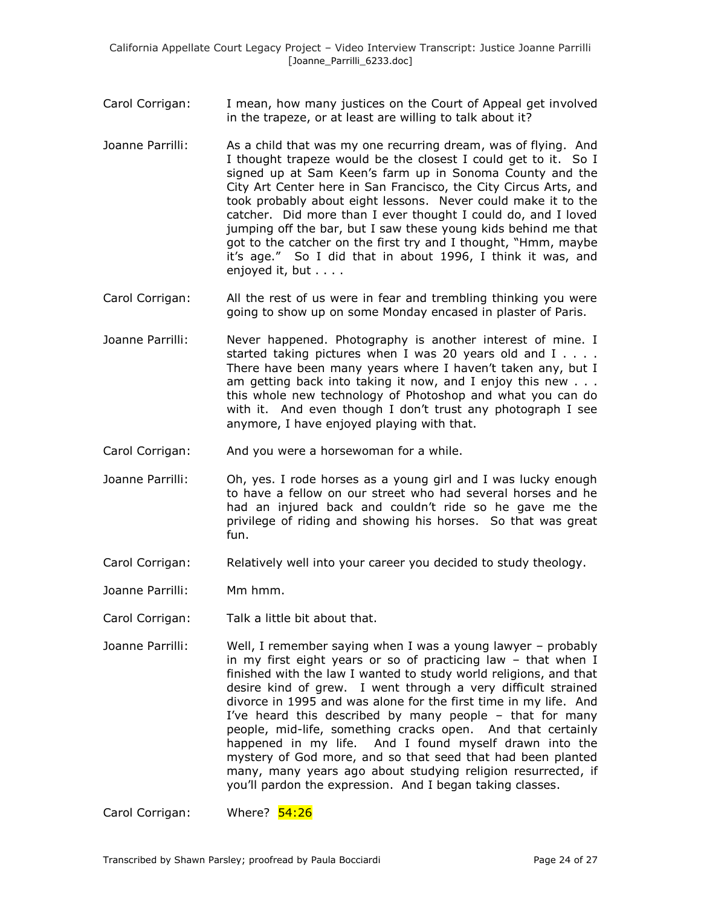Carol Corrigan: I mean, how many justices on the Court of Appeal get involved in the trapeze, or at least are willing to talk about it?

Joanne Parrilli: As a child that was my one recurring dream, was of flying. And I thought trapeze would be the closest I could get to it. So I signed up at Sam Keen's farm up in Sonoma County and the City Art Center here in San Francisco, the City Circus Arts, and took probably about eight lessons. Never could make it to the catcher. Did more than I ever thought I could do, and I loved jumping off the bar, but I saw these young kids behind me that got to the catcher on the first try and I thought, "Hmm, maybe it's age." So I did that in about 1996, I think it was, and enjoyed it, but . . . .

Carol Corrigan: All the rest of us were in fear and trembling thinking you were going to show up on some Monday encased in plaster of Paris.

Joanne Parrilli: Never happened. Photography is another interest of mine. I started taking pictures when I was 20 years old and I . . . . There have been many years where I haven't taken any, but I am getting back into taking it now, and I enjoy this new . . . this whole new technology of Photoshop and what you can do with it. And even though I don't trust any photograph I see anymore, I have enjoyed playing with that.

Carol Corrigan: And you were a horsewoman for a while.

Joanne Parrilli: Oh, yes. I rode horses as a young girl and I was lucky enough to have a fellow on our street who had several horses and he had an injured back and couldn't ride so he gave me the privilege of riding and showing his horses. So that was great fun.

Carol Corrigan: Relatively well into your career you decided to study theology.

Joanne Parrilli: Mm hmm.

Carol Corrigan: Talk a little bit about that.

Joanne Parrilli: Well, I remember saying when I was a young lawyer – probably in my first eight years or so of practicing law – that when I finished with the law I wanted to study world religions, and that desire kind of grew. I went through a very difficult strained divorce in 1995 and was alone for the first time in my life. And I've heard this described by many people – that for many people, mid-life, something cracks open. And that certainly happened in my life. And I found myself drawn into the mystery of God more, and so that seed that had been planted many, many years ago about studying religion resurrected, if you'll pardon the expression. And I began taking classes.

Carol Corrigan: Where? 54:26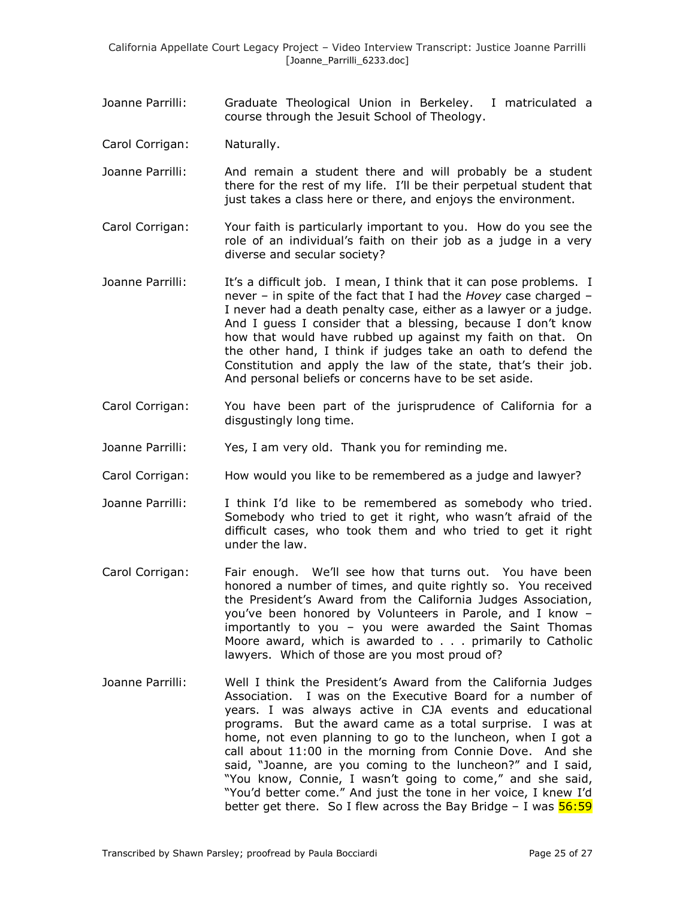Joanne Parrilli: Graduate Theological Union in Berkeley. I matriculated a course through the Jesuit School of Theology.

Carol Corrigan: Naturally.

Joanne Parrilli: And remain a student there and will probably be a student there for the rest of my life. I'll be their perpetual student that just takes a class here or there, and enjoys the environment.

Carol Corrigan: Your faith is particularly important to you. How do you see the role of an individual's faith on their job as a judge in a very diverse and secular society?

Joanne Parrilli: It's a difficult job. I mean, I think that it can pose problems. I never – in spite of the fact that I had the *Hovey* case charged – I never had a death penalty case, either as a lawyer or a judge. And I guess I consider that a blessing, because I don't know how that would have rubbed up against my faith on that. On the other hand, I think if judges take an oath to defend the Constitution and apply the law of the state, that's their job. And personal beliefs or concerns have to be set aside.

Carol Corrigan: You have been part of the jurisprudence of California for a disgustingly long time.

Joanne Parrilli: Yes, I am very old. Thank you for reminding me.

Carol Corrigan: How would you like to be remembered as a judge and lawyer?

Joanne Parrilli: I think I'd like to be remembered as somebody who tried. Somebody who tried to get it right, who wasn't afraid of the difficult cases, who took them and who tried to get it right under the law.

Carol Corrigan: Fair enough. We'll see how that turns out. You have been honored a number of times, and quite rightly so. You received the President's Award from the California Judges Association, you've been honored by Volunteers in Parole, and I know – importantly to you – you were awarded the Saint Thomas Moore award, which is awarded to . . . primarily to Catholic lawyers. Which of those are you most proud of?

Joanne Parrilli: Well I think the President's Award from the California Judges Association. I was on the Executive Board for a number of years. I was always active in CJA events and educational programs. But the award came as a total surprise. I was at home, not even planning to go to the luncheon, when I got a call about 11:00 in the morning from Connie Dove. And she said, "Joanne, are you coming to the luncheon?" and I said, "You know, Connie, I wasn't going to come," and she said, "You'd better come." And just the tone in her voice, I knew I'd better get there. So I flew across the Bay Bridge – I was 56:59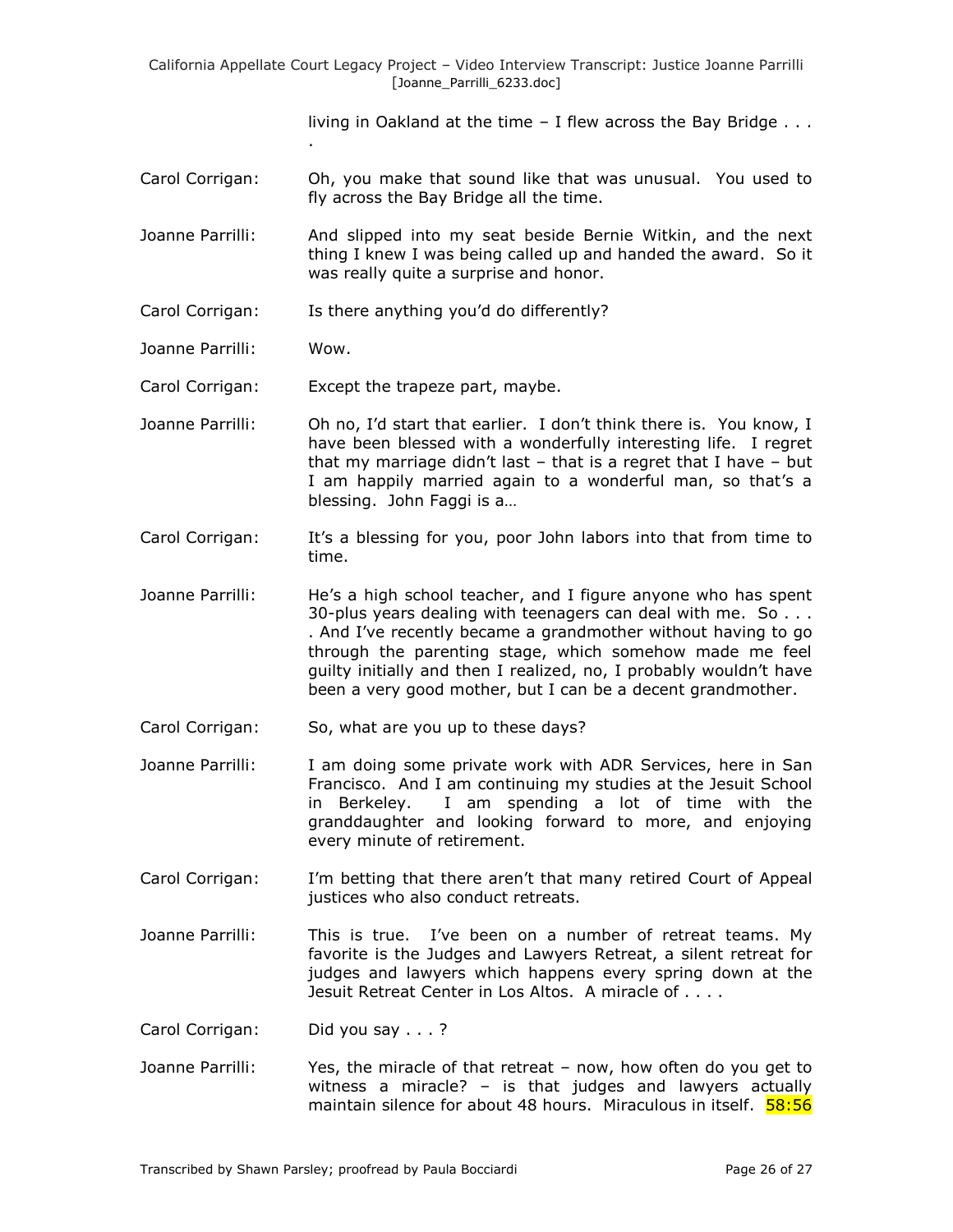living in Oakland at the time – I flew across the Bay Bridge . . . .

Carol Corrigan: Oh, you make that sound like that was unusual. You used to fly across the Bay Bridge all the time.

Joanne Parrilli: And slipped into my seat beside Bernie Witkin, and the next thing I knew I was being called up and handed the award. So it was really quite a surprise and honor.

Carol Corrigan: Is there anything you'd do differently?

Joanne Parrilli: Wow.

Carol Corrigan: Except the trapeze part, maybe.

Joanne Parrilli: Oh no, I'd start that earlier. I don't think there is. You know, I have been blessed with a wonderfully interesting life. I regret that my marriage didn't last – that is a regret that I have – but I am happily married again to a wonderful man, so that's a blessing. John Faggi is a…

Carol Corrigan: It's a blessing for you, poor John labors into that from time to time.

Joanne Parrilli: He's a high school teacher, and I figure anyone who has spent 30-plus years dealing with teenagers can deal with me. So . . . . And I've recently became a grandmother without having to go through the parenting stage, which somehow made me feel guilty initially and then I realized, no, I probably wouldn't have been a very good mother, but I can be a decent grandmother.

Carol Corrigan: So, what are you up to these days?

Joanne Parrilli: I am doing some private work with ADR Services, here in San Francisco. And I am continuing my studies at the Jesuit School in Berkeley. I am spending a lot of time with the granddaughter and looking forward to more, and enjoying every minute of retirement.

Carol Corrigan: I'm betting that there aren't that many retired Court of Appeal justices who also conduct retreats.

Joanne Parrilli: This is true. I've been on a number of retreat teams. My favorite is the Judges and Lawyers Retreat, a silent retreat for judges and lawyers which happens every spring down at the Jesuit Retreat Center in Los Altos. A miracle of . . . .

Carol Corrigan: Did you say . . . ?

Joanne Parrilli: Yes, the miracle of that retreat – now, how often do you get to witness a miracle? – is that judges and lawyers actually maintain silence for about 48 hours. Miraculous in itself. 58:56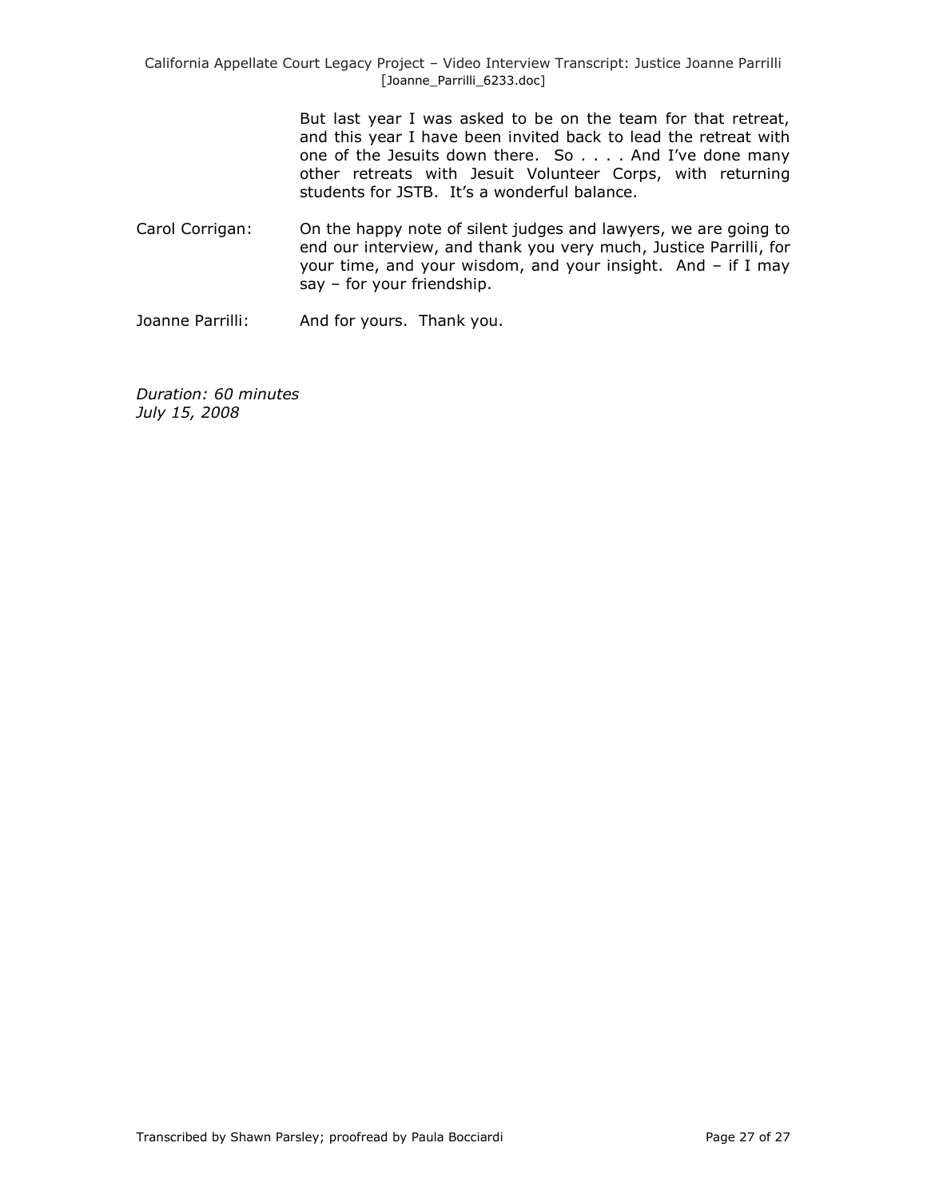But last year I was asked to be on the team for that retreat, and this year I have been invited back to lead the retreat with one of the Jesuits down there. So . . . . And I've done many other retreats with Jesuit Volunteer Corps, with returning students for JSTB. It's a wonderful balance.

Carol Corrigan: On the happy note of silent judges and lawyers, we are going to end our interview, and thank you very much, Justice Parrilli, for your time, and your wisdom, and your insight. And – if I may say – for your friendship.

Joanne Parrilli: And for yours. Thank you.

*Duration: 60 minutes*
*July 15, 2008*

Transcribed by Shawn Parsley; proofread by Paula Bocciardi